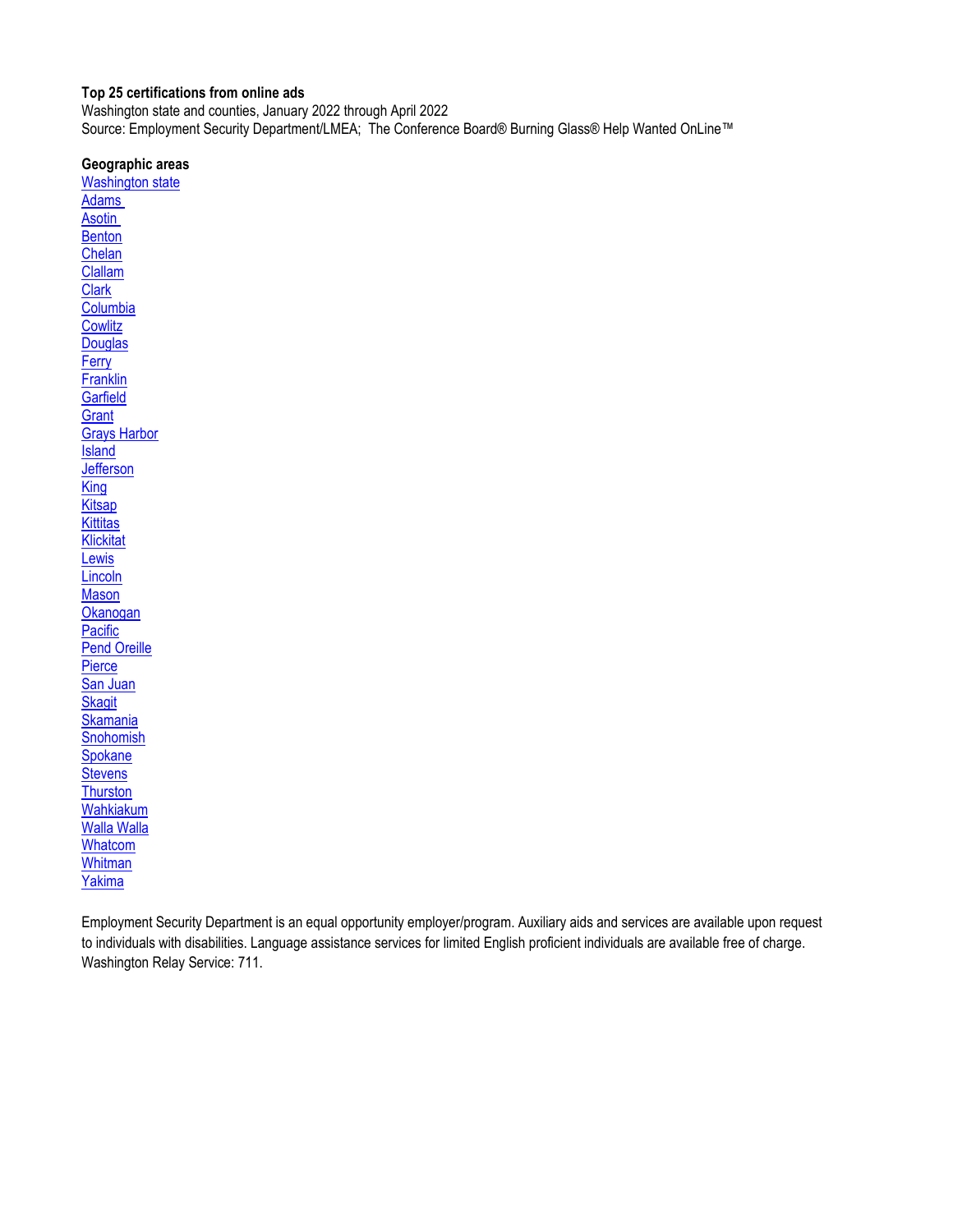**Top 25 certifications from online ads**

Washington state and counties, January 2022 through April 2022

Source: Employment Security Department/LMEA; The Conference Board® Burning Glass® Help Wanted OnLine™

**Geographic areas**

Washington state
Adams
Asotin
Benton
Chelan
Clallam
Clark
Columbia
Cowlitz
Douglas
Ferry
Franklin
Garfield
Grant
Grays Harbor
Island
Jefferson
King
Kitsap
Kittitas
Klickitat
Lewis
Lincoln
Mason
Okanogan
Pacific
Pend Oreille
Pierce
San Juan
Skagit
Skamania
Snohomish
Spokane
Stevens
Thurston
Wahkiakum
Walla Walla
Whatcom
Whitman
Yakima

Employment Security Department is an equal opportunity employer/program. Auxiliary aids and services are available upon request to individuals with disabilities. Language assistance services for limited English proficient individuals are available free of charge. Washington Relay Service: 711.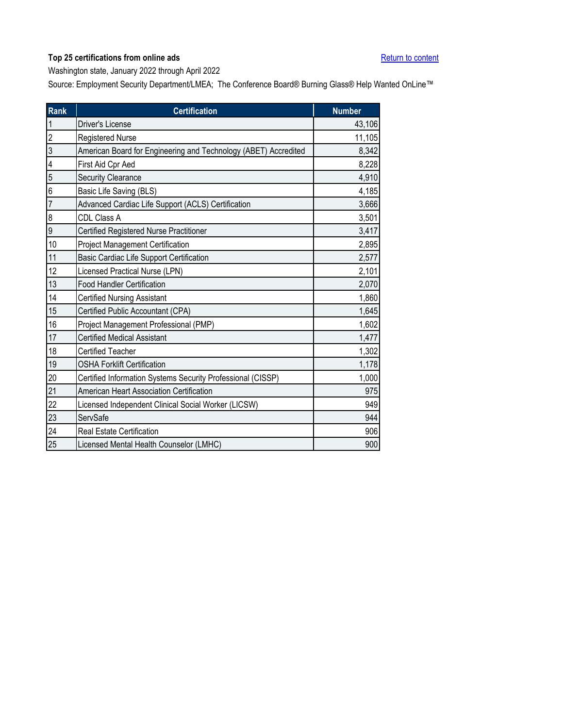**Top 25 certifications from online ads**

Return to content

Washington state, January 2022 through April 2022

Source: Employment Security Department/LMEA;  The Conference Board® Burning Glass® Help Wanted OnLine™

| Rank | Certification | Number |
|---|---|---|
| 1 | Driver's License | 43,106 |
| 2 | Registered Nurse | 11,105 |
| 3 | American Board for Engineering and Technology (ABET) Accredited | 8,342 |
| 4 | First Aid Cpr Aed | 8,228 |
| 5 | Security Clearance | 4,910 |
| 6 | Basic Life Saving (BLS) | 4,185 |
| 7 | Advanced Cardiac Life Support (ACLS) Certification | 3,666 |
| 8 | CDL Class A | 3,501 |
| 9 | Certified Registered Nurse Practitioner | 3,417 |
| 10 | Project Management Certification | 2,895 |
| 11 | Basic Cardiac Life Support Certification | 2,577 |
| 12 | Licensed Practical Nurse (LPN) | 2,101 |
| 13 | Food Handler Certification | 2,070 |
| 14 | Certified Nursing Assistant | 1,860 |
| 15 | Certified Public Accountant (CPA) | 1,645 |
| 16 | Project Management Professional (PMP) | 1,602 |
| 17 | Certified Medical Assistant | 1,477 |
| 18 | Certified Teacher | 1,302 |
| 19 | OSHA Forklift Certification | 1,178 |
| 20 | Certified Information Systems Security Professional (CISSP) | 1,000 |
| 21 | American Heart Association Certification | 975 |
| 22 | Licensed Independent Clinical Social Worker (LICSW) | 949 |
| 23 | ServSafe | 944 |
| 24 | Real Estate Certification | 906 |
| 25 | Licensed Mental Health Counselor (LMHC) | 900 |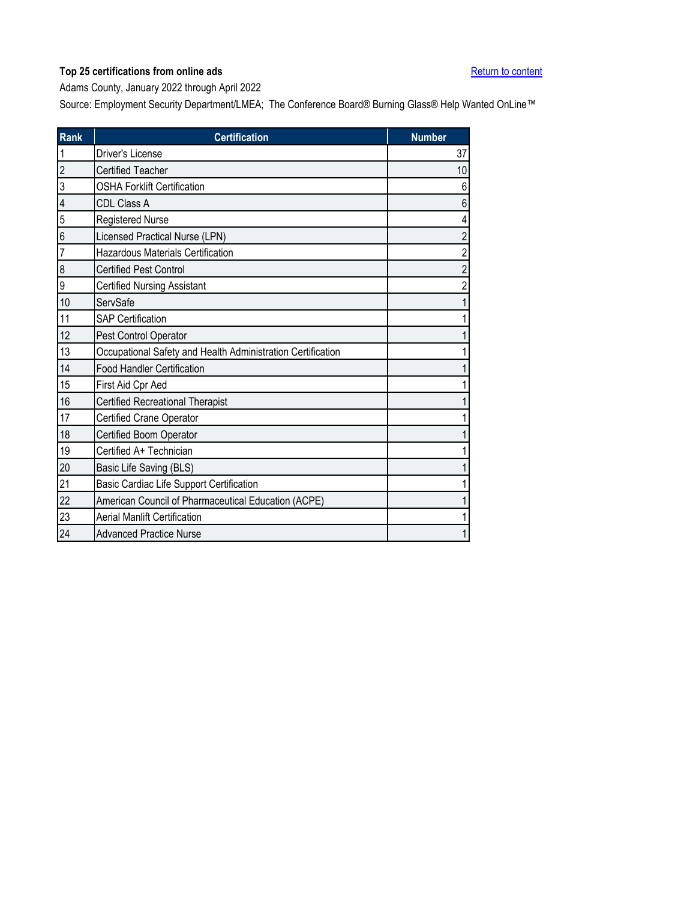**Top 25 certifications from online ads**

Return to content

Adams County, January 2022 through April 2022

Source: Employment Security Department/LMEA; The Conference Board® Burning Glass® Help Wanted OnLine™

| Rank | Certification | Number |
|---|---|---|
| 1 | Driver's License | 37 |
| 2 | Certified Teacher | 10 |
| 3 | OSHA Forklift Certification | 6 |
| 4 | CDL Class A | 6 |
| 5 | Registered Nurse | 4 |
| 6 | Licensed Practical Nurse (LPN) | 2 |
| 7 | Hazardous Materials Certification | 2 |
| 8 | Certified Pest Control | 2 |
| 9 | Certified Nursing Assistant | 2 |
| 10 | ServSafe | 1 |
| 11 | SAP Certification | 1 |
| 12 | Pest Control Operator | 1 |
| 13 | Occupational Safety and Health Administration Certification | 1 |
| 14 | Food Handler Certification | 1 |
| 15 | First Aid Cpr Aed | 1 |
| 16 | Certified Recreational Therapist | 1 |
| 17 | Certified Crane Operator | 1 |
| 18 | Certified Boom Operator | 1 |
| 19 | Certified A+ Technician | 1 |
| 20 | Basic Life Saving (BLS) | 1 |
| 21 | Basic Cardiac Life Support Certification | 1 |
| 22 | American Council of Pharmaceutical Education (ACPE) | 1 |
| 23 | Aerial Manlift Certification | 1 |
| 24 | Advanced Practice Nurse | 1 |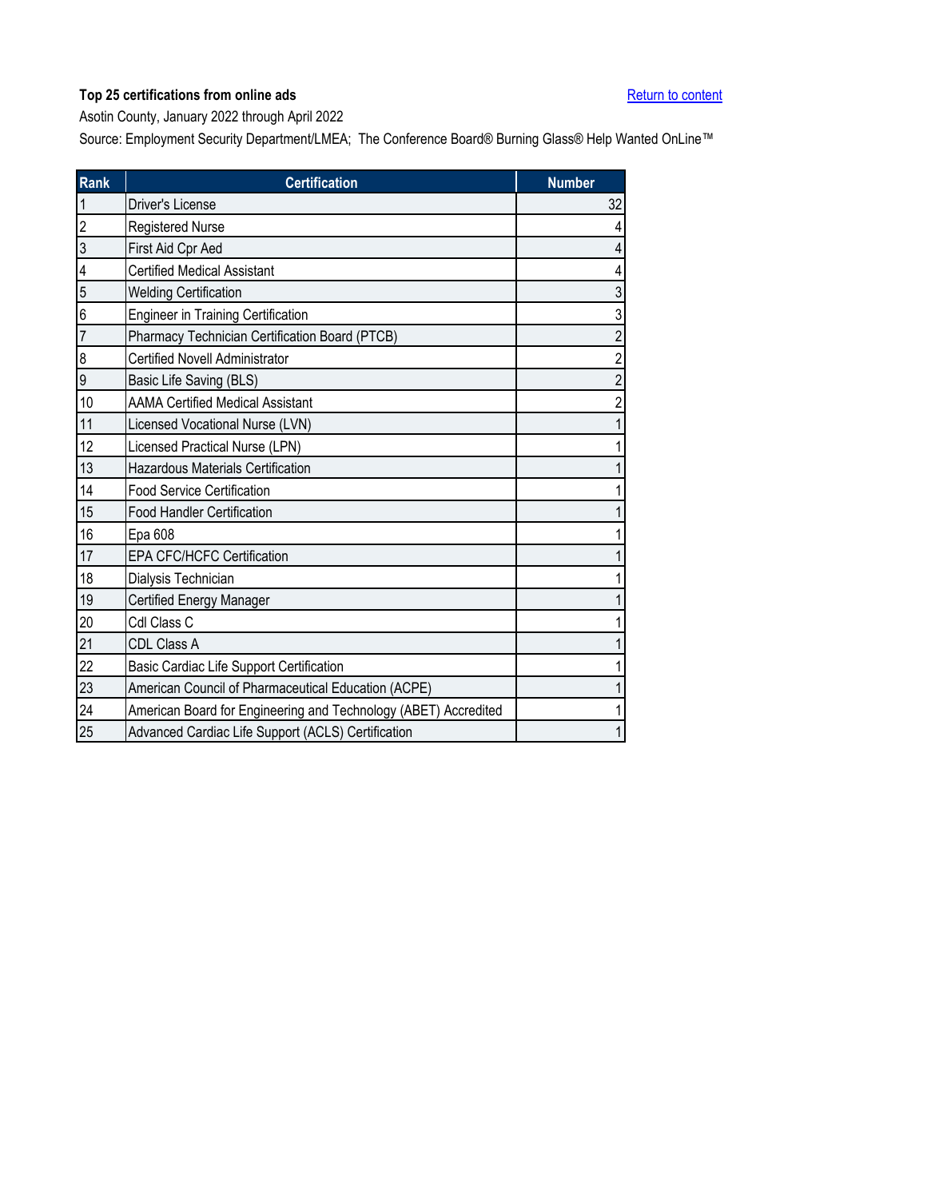**Top 25 certifications from online ads**

Return to content

Asotin County, January 2022 through April 2022

Source: Employment Security Department/LMEA; The Conference Board® Burning Glass® Help Wanted OnLine™

| Rank | Certification | Number |
|---|---|---|
| 1 | Driver's License | 32 |
| 2 | Registered Nurse | 4 |
| 3 | First Aid Cpr Aed | 4 |
| 4 | Certified Medical Assistant | 4 |
| 5 | Welding Certification | 3 |
| 6 | Engineer in Training Certification | 3 |
| 7 | Pharmacy Technician Certification Board (PTCB) | 2 |
| 8 | Certified Novell Administrator | 2 |
| 9 | Basic Life Saving (BLS) | 2 |
| 10 | AAMA Certified Medical Assistant | 2 |
| 11 | Licensed Vocational Nurse (LVN) | 1 |
| 12 | Licensed Practical Nurse (LPN) | 1 |
| 13 | Hazardous Materials Certification | 1 |
| 14 | Food Service Certification | 1 |
| 15 | Food Handler Certification | 1 |
| 16 | Epa 608 | 1 |
| 17 | EPA CFC/HCFC Certification | 1 |
| 18 | Dialysis Technician | 1 |
| 19 | Certified Energy Manager | 1 |
| 20 | Cdl Class C | 1 |
| 21 | CDL Class A | 1 |
| 22 | Basic Cardiac Life Support Certification | 1 |
| 23 | American Council of Pharmaceutical Education (ACPE) | 1 |
| 24 | American Board for Engineering and Technology (ABET) Accredited | 1 |
| 25 | Advanced Cardiac Life Support (ACLS) Certification | 1 |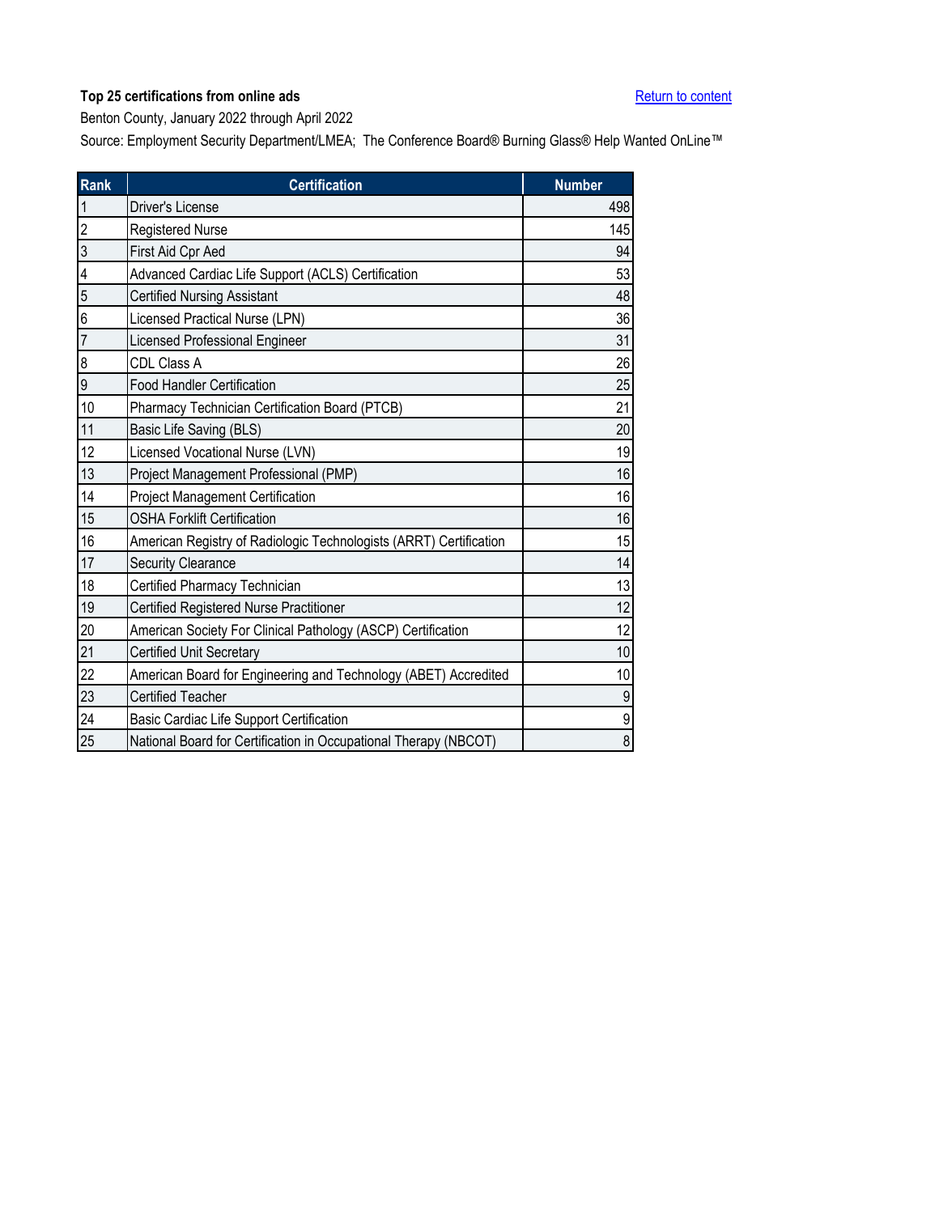**Top 25 certifications from online ads**

Return to content

Benton County, January 2022 through April 2022

Source: Employment Security Department/LMEA;  The Conference Board® Burning Glass® Help Wanted OnLine™

| Rank | Certification | Number |
|---|---|---|
| 1 | Driver's License | 498 |
| 2 | Registered Nurse | 145 |
| 3 | First Aid Cpr Aed | 94 |
| 4 | Advanced Cardiac Life Support (ACLS) Certification | 53 |
| 5 | Certified Nursing Assistant | 48 |
| 6 | Licensed Practical Nurse (LPN) | 36 |
| 7 | Licensed Professional Engineer | 31 |
| 8 | CDL Class A | 26 |
| 9 | Food Handler Certification | 25 |
| 10 | Pharmacy Technician Certification Board (PTCB) | 21 |
| 11 | Basic Life Saving (BLS) | 20 |
| 12 | Licensed Vocational Nurse (LVN) | 19 |
| 13 | Project Management Professional (PMP) | 16 |
| 14 | Project Management Certification | 16 |
| 15 | OSHA Forklift Certification | 16 |
| 16 | American Registry of Radiologic Technologists (ARRT) Certification | 15 |
| 17 | Security Clearance | 14 |
| 18 | Certified Pharmacy Technician | 13 |
| 19 | Certified Registered Nurse Practitioner | 12 |
| 20 | American Society For Clinical Pathology (ASCP) Certification | 12 |
| 21 | Certified Unit Secretary | 10 |
| 22 | American Board for Engineering and Technology (ABET) Accredited | 10 |
| 23 | Certified Teacher | 9 |
| 24 | Basic Cardiac Life Support Certification | 9 |
| 25 | National Board for Certification in Occupational Therapy (NBCOT) | 8 |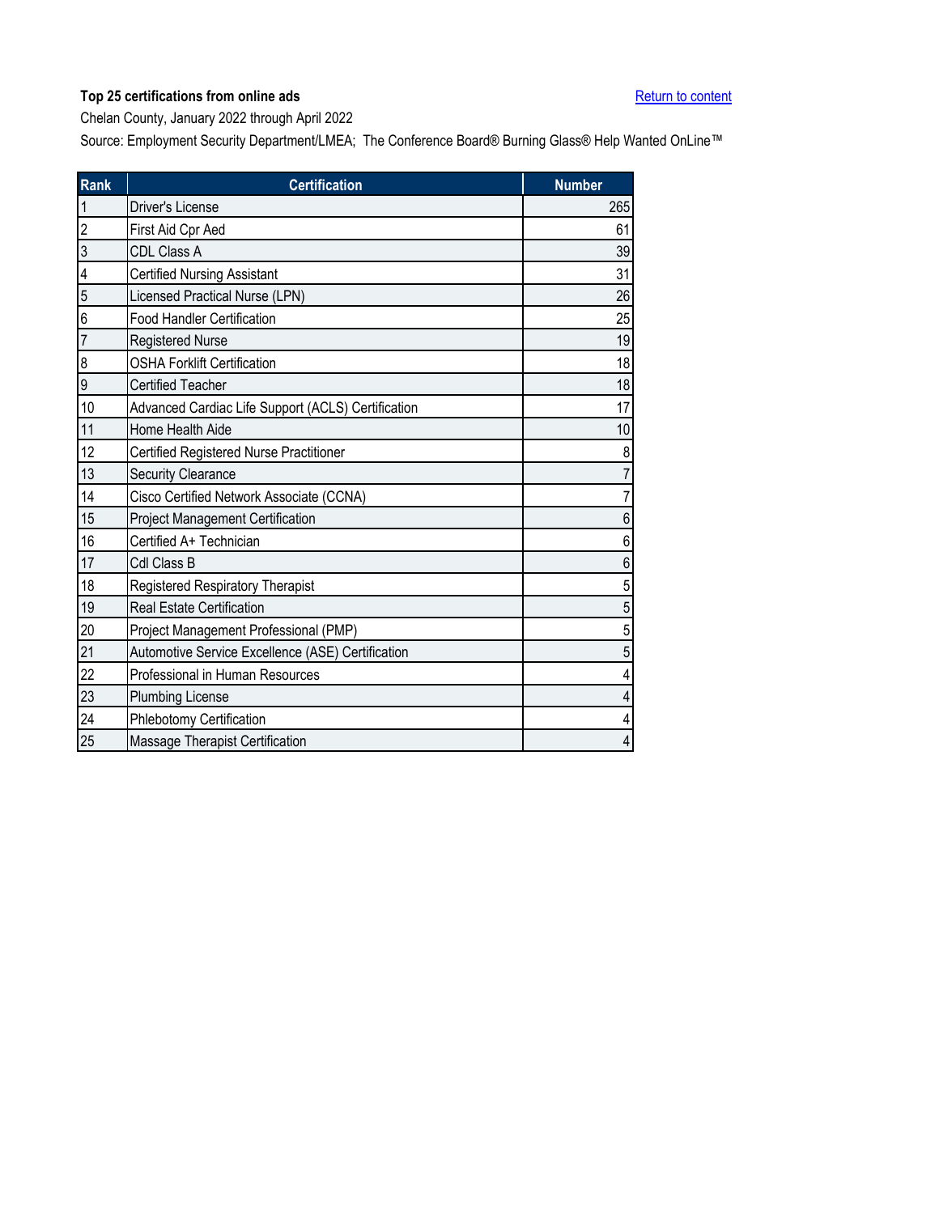**Top 25 certifications from online ads**

Return to content

Chelan County, January 2022 through April 2022

Source: Employment Security Department/LMEA; The Conference Board® Burning Glass® Help Wanted OnLine™

| Rank | Certification | Number |
|---|---|---|
| 1 | Driver's License | 265 |
| 2 | First Aid Cpr Aed | 61 |
| 3 | CDL Class A | 39 |
| 4 | Certified Nursing Assistant | 31 |
| 5 | Licensed Practical Nurse (LPN) | 26 |
| 6 | Food Handler Certification | 25 |
| 7 | Registered Nurse | 19 |
| 8 | OSHA Forklift Certification | 18 |
| 9 | Certified Teacher | 18 |
| 10 | Advanced Cardiac Life Support (ACLS) Certification | 17 |
| 11 | Home Health Aide | 10 |
| 12 | Certified Registered Nurse Practitioner | 8 |
| 13 | Security Clearance | 7 |
| 14 | Cisco Certified Network Associate (CCNA) | 7 |
| 15 | Project Management Certification | 6 |
| 16 | Certified A+ Technician | 6 |
| 17 | Cdl Class B | 6 |
| 18 | Registered Respiratory Therapist | 5 |
| 19 | Real Estate Certification | 5 |
| 20 | Project Management Professional (PMP) | 5 |
| 21 | Automotive Service Excellence (ASE) Certification | 5 |
| 22 | Professional in Human Resources | 4 |
| 23 | Plumbing License | 4 |
| 24 | Phlebotomy Certification | 4 |
| 25 | Massage Therapist Certification | 4 |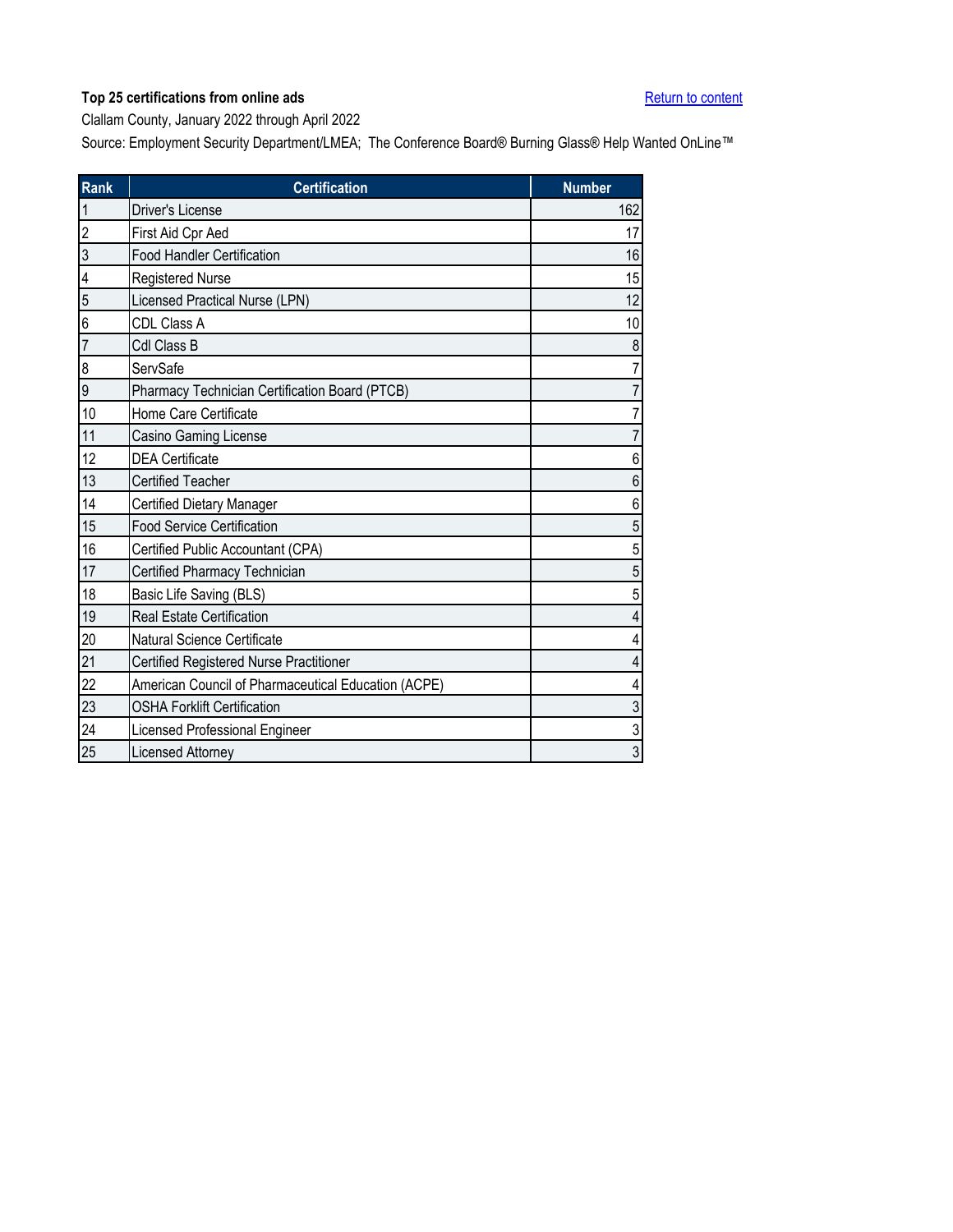**Top 25 certifications from online ads**

Return to content

Clallam County, January 2022 through April 2022

Source: Employment Security Department/LMEA; The Conference Board® Burning Glass® Help Wanted OnLine™

| Rank | Certification | Number |
|---|---|---|
| 1 | Driver's License | 162 |
| 2 | First Aid Cpr Aed | 17 |
| 3 | Food Handler Certification | 16 |
| 4 | Registered Nurse | 15 |
| 5 | Licensed Practical Nurse (LPN) | 12 |
| 6 | CDL Class A | 10 |
| 7 | Cdl Class B | 8 |
| 8 | ServSafe | 7 |
| 9 | Pharmacy Technician Certification Board (PTCB) | 7 |
| 10 | Home Care Certificate | 7 |
| 11 | Casino Gaming License | 7 |
| 12 | DEA Certificate | 6 |
| 13 | Certified Teacher | 6 |
| 14 | Certified Dietary Manager | 6 |
| 15 | Food Service Certification | 5 |
| 16 | Certified Public Accountant (CPA) | 5 |
| 17 | Certified Pharmacy Technician | 5 |
| 18 | Basic Life Saving (BLS) | 5 |
| 19 | Real Estate Certification | 4 |
| 20 | Natural Science Certificate | 4 |
| 21 | Certified Registered Nurse Practitioner | 4 |
| 22 | American Council of Pharmaceutical Education (ACPE) | 4 |
| 23 | OSHA Forklift Certification | 3 |
| 24 | Licensed Professional Engineer | 3 |
| 25 | Licensed Attorney | 3 |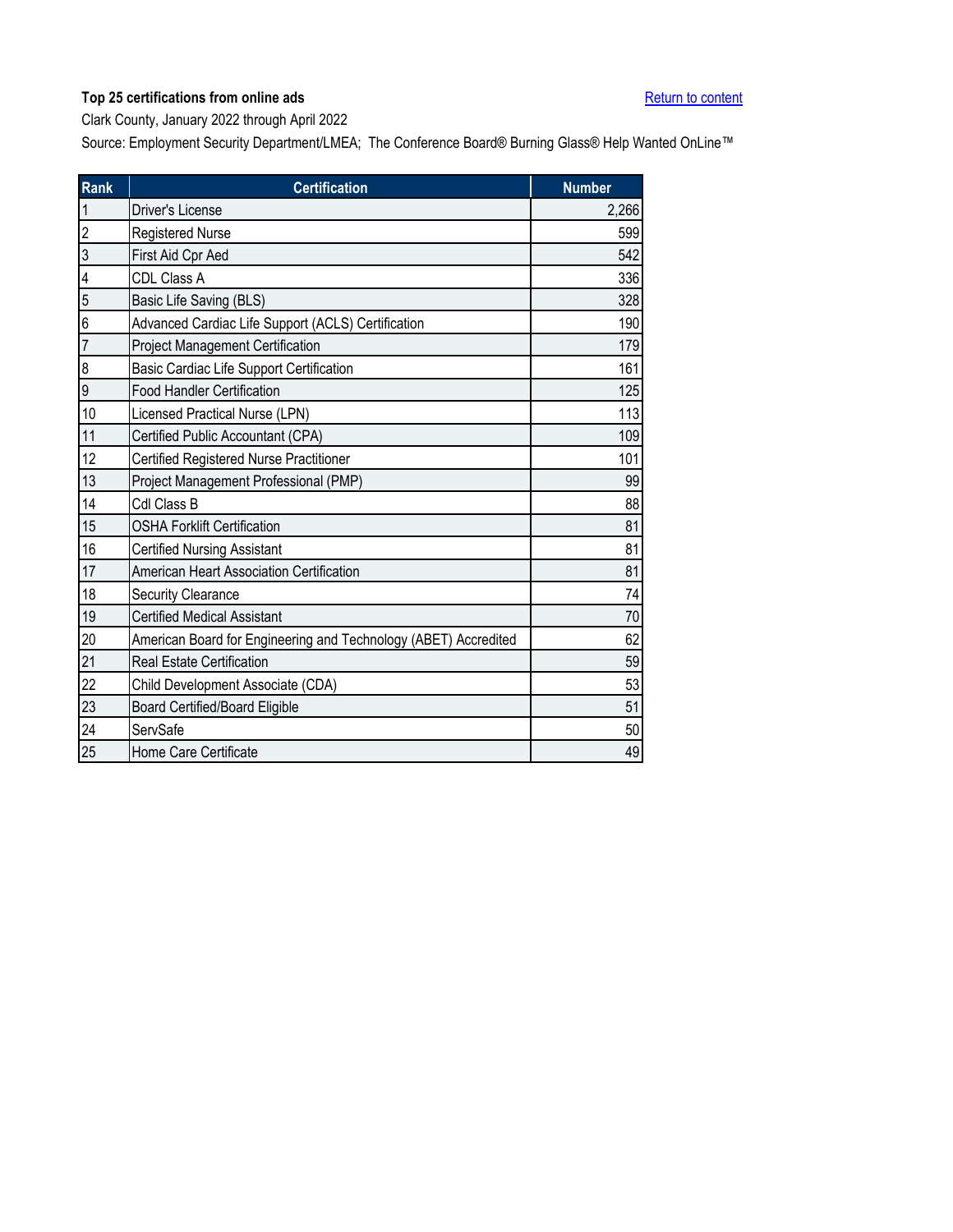**Top 25 certifications from online ads**

Clark County, January 2022 through April 2022

Source: Employment Security Department/LMEA; The Conference Board® Burning Glass® Help Wanted OnLine™

Return to content

| Rank | Certification | Number |
|---|---|---|
| 1 | Driver's License | 2,266 |
| 2 | Registered Nurse | 599 |
| 3 | First Aid Cpr Aed | 542 |
| 4 | CDL Class A | 336 |
| 5 | Basic Life Saving (BLS) | 328 |
| 6 | Advanced Cardiac Life Support (ACLS) Certification | 190 |
| 7 | Project Management Certification | 179 |
| 8 | Basic Cardiac Life Support Certification | 161 |
| 9 | Food Handler Certification | 125 |
| 10 | Licensed Practical Nurse (LPN) | 113 |
| 11 | Certified Public Accountant (CPA) | 109 |
| 12 | Certified Registered Nurse Practitioner | 101 |
| 13 | Project Management Professional (PMP) | 99 |
| 14 | Cdl Class B | 88 |
| 15 | OSHA Forklift Certification | 81 |
| 16 | Certified Nursing Assistant | 81 |
| 17 | American Heart Association Certification | 81 |
| 18 | Security Clearance | 74 |
| 19 | Certified Medical Assistant | 70 |
| 20 | American Board for Engineering and Technology (ABET) Accredited | 62 |
| 21 | Real Estate Certification | 59 |
| 22 | Child Development Associate (CDA) | 53 |
| 23 | Board Certified/Board Eligible | 51 |
| 24 | ServSafe | 50 |
| 25 | Home Care Certificate | 49 |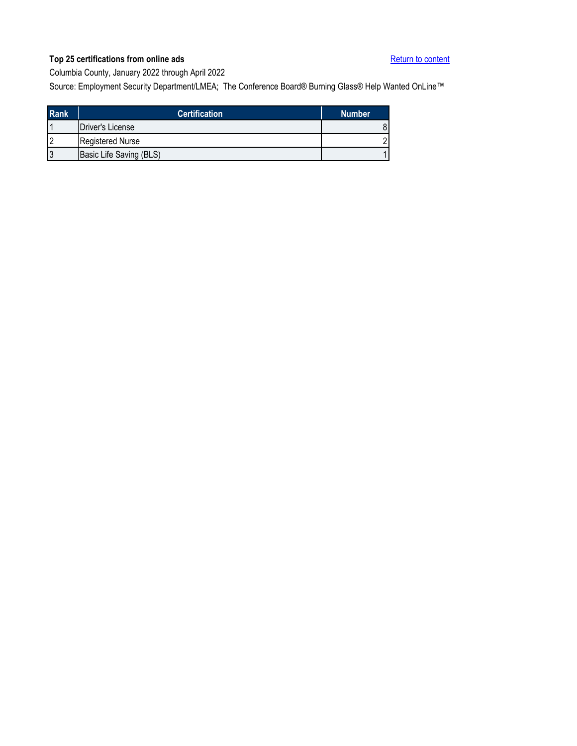**Top 25 certifications from online ads**

Return to content

Columbia County, January 2022 through April 2022

Source: Employment Security Department/LMEA; The Conference Board® Burning Glass® Help Wanted OnLine™

| Rank | Certification | Number |
|---|---|---|
| 1 | Driver's License | 8 |
| 2 | Registered Nurse | 2 |
| 3 | Basic Life Saving (BLS) | 1 |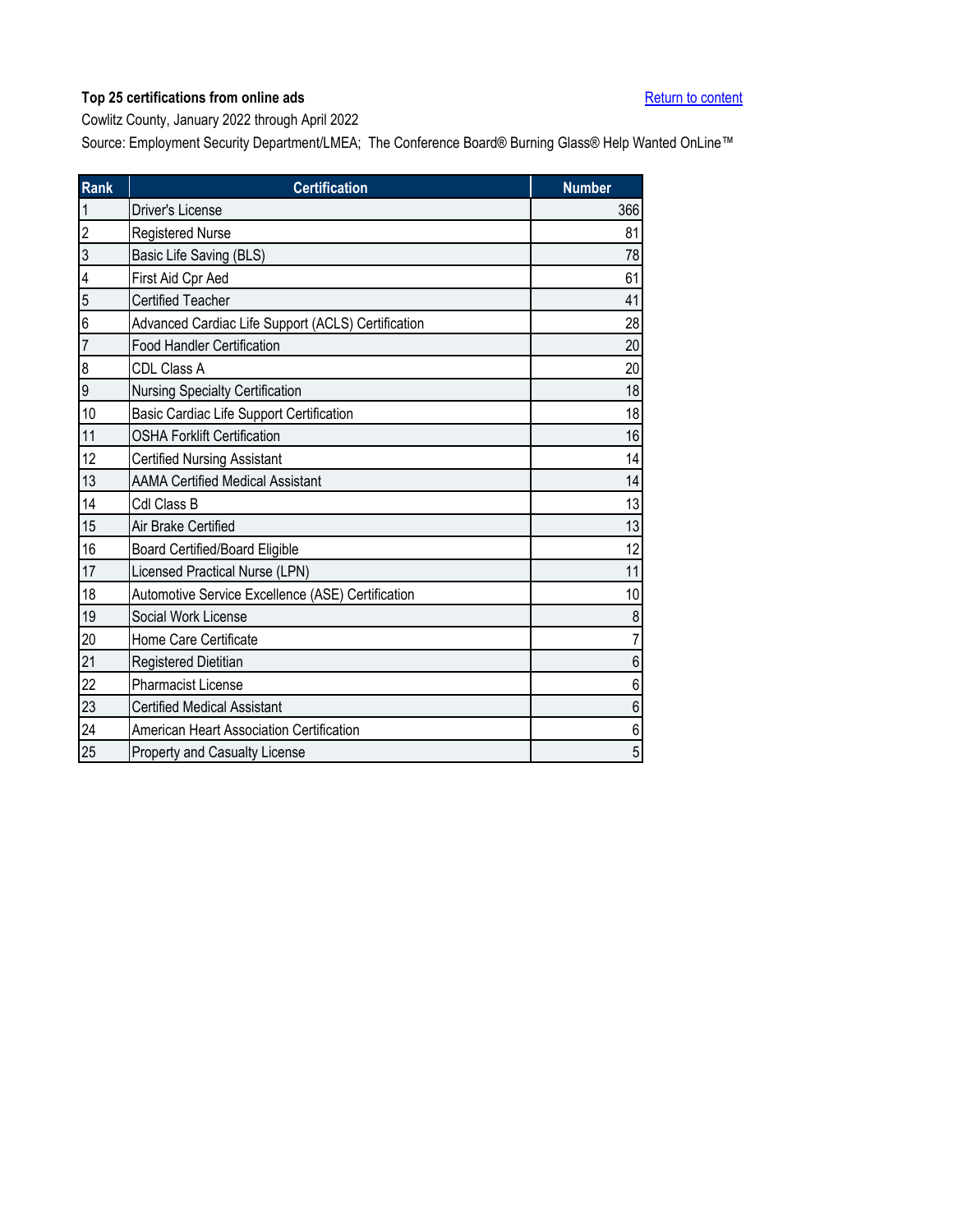**Top 25 certifications from online ads**

Return to content

Cowlitz County, January 2022 through April 2022

Source: Employment Security Department/LMEA; The Conference Board® Burning Glass® Help Wanted OnLine™

| Rank | Certification | Number |
|---|---|---|
| 1 | Driver's License | 366 |
| 2 | Registered Nurse | 81 |
| 3 | Basic Life Saving (BLS) | 78 |
| 4 | First Aid Cpr Aed | 61 |
| 5 | Certified Teacher | 41 |
| 6 | Advanced Cardiac Life Support (ACLS) Certification | 28 |
| 7 | Food Handler Certification | 20 |
| 8 | CDL Class A | 20 |
| 9 | Nursing Specialty Certification | 18 |
| 10 | Basic Cardiac Life Support Certification | 18 |
| 11 | OSHA Forklift Certification | 16 |
| 12 | Certified Nursing Assistant | 14 |
| 13 | AAMA Certified Medical Assistant | 14 |
| 14 | Cdl Class B | 13 |
| 15 | Air Brake Certified | 13 |
| 16 | Board Certified/Board Eligible | 12 |
| 17 | Licensed Practical Nurse (LPN) | 11 |
| 18 | Automotive Service Excellence (ASE) Certification | 10 |
| 19 | Social Work License | 8 |
| 20 | Home Care Certificate | 7 |
| 21 | Registered Dietitian | 6 |
| 22 | Pharmacist License | 6 |
| 23 | Certified Medical Assistant | 6 |
| 24 | American Heart Association Certification | 6 |
| 25 | Property and Casualty License | 5 |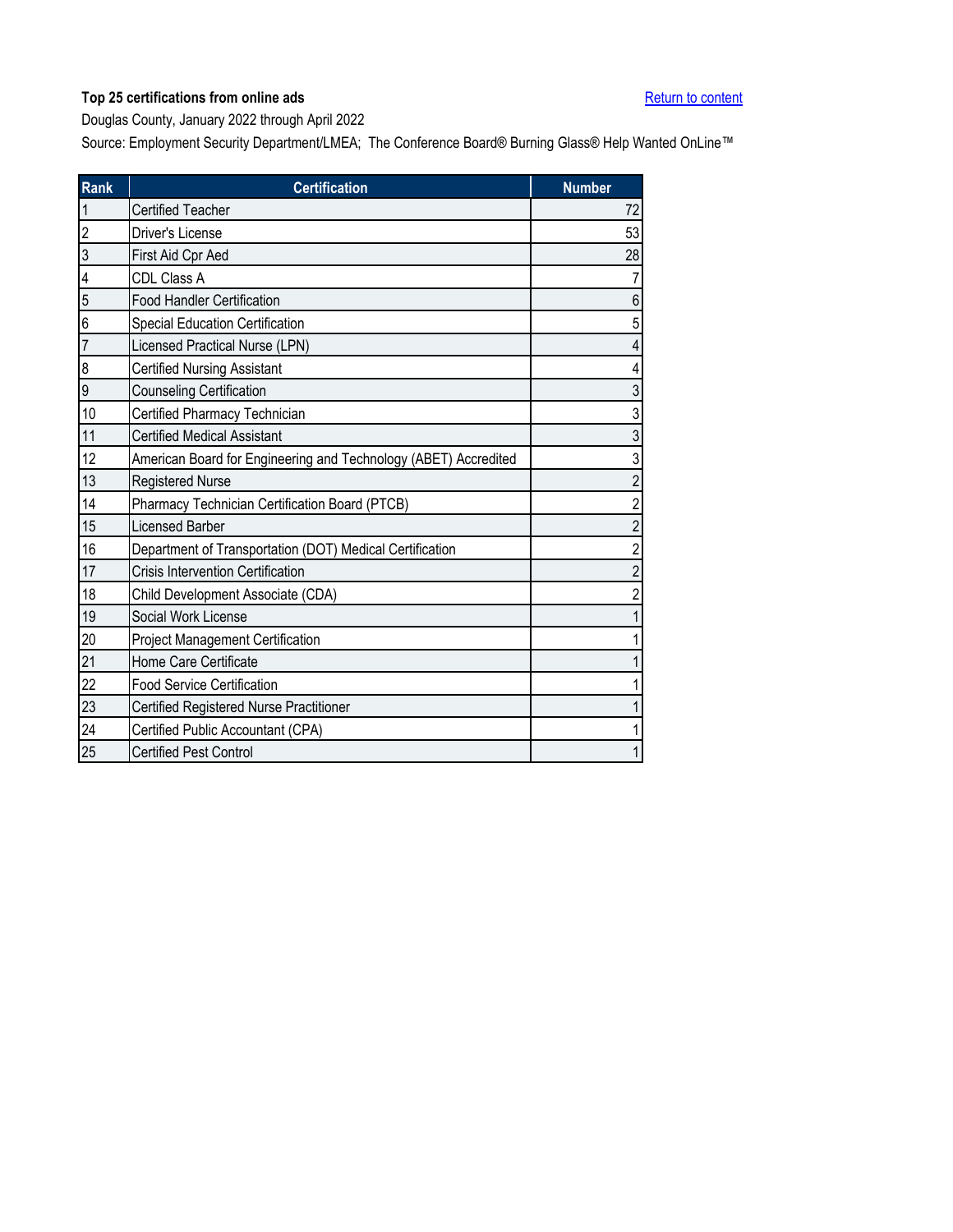**Top 25 certifications from online ads**

Douglas County, January 2022 through April 2022

Source: Employment Security Department/LMEA; The Conference Board® Burning Glass® Help Wanted OnLine™

Return to content

| Rank | Certification | Number |
|---|---|---|
| 1 | Certified Teacher | 72 |
| 2 | Driver's License | 53 |
| 3 | First Aid Cpr Aed | 28 |
| 4 | CDL Class A | 7 |
| 5 | Food Handler Certification | 6 |
| 6 | Special Education Certification | 5 |
| 7 | Licensed Practical Nurse (LPN) | 4 |
| 8 | Certified Nursing Assistant | 4 |
| 9 | Counseling Certification | 3 |
| 10 | Certified Pharmacy Technician | 3 |
| 11 | Certified Medical Assistant | 3 |
| 12 | American Board for Engineering and Technology (ABET) Accredited | 3 |
| 13 | Registered Nurse | 2 |
| 14 | Pharmacy Technician Certification Board (PTCB) | 2 |
| 15 | Licensed Barber | 2 |
| 16 | Department of Transportation (DOT) Medical Certification | 2 |
| 17 | Crisis Intervention Certification | 2 |
| 18 | Child Development Associate (CDA) | 2 |
| 19 | Social Work License | 1 |
| 20 | Project Management Certification | 1 |
| 21 | Home Care Certificate | 1 |
| 22 | Food Service Certification | 1 |
| 23 | Certified Registered Nurse Practitioner | 1 |
| 24 | Certified Public Accountant (CPA) | 1 |
| 25 | Certified Pest Control | 1 |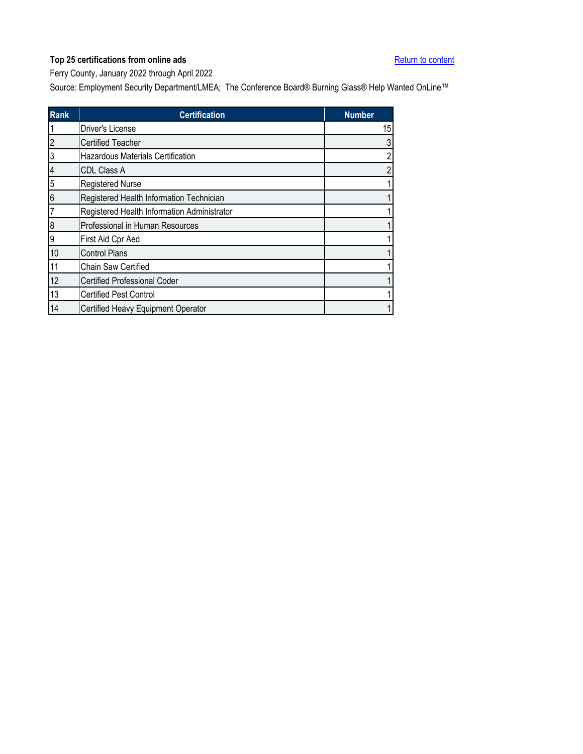**Top 25 certifications from online ads**

[Return to content]

Ferry County, January 2022 through April 2022

Source: Employment Security Department/LMEA; The Conference Board® Burning Glass® Help Wanted OnLine™

| Rank | Certification | Number |
|---|---|---|
| 1 | Driver's License | 15 |
| 2 | Certified Teacher | 3 |
| 3 | Hazardous Materials Certification | 2 |
| 4 | CDL Class A | 2 |
| 5 | Registered Nurse | 1 |
| 6 | Registered Health Information Technician | 1 |
| 7 | Registered Health Information Administrator | 1 |
| 8 | Professional in Human Resources | 1 |
| 9 | First Aid Cpr Aed | 1 |
| 10 | Control Plans | 1 |
| 11 | Chain Saw Certified | 1 |
| 12 | Certified Professional Coder | 1 |
| 13 | Certified Pest Control | 1 |
| 14 | Certified Heavy Equipment Operator | 1 |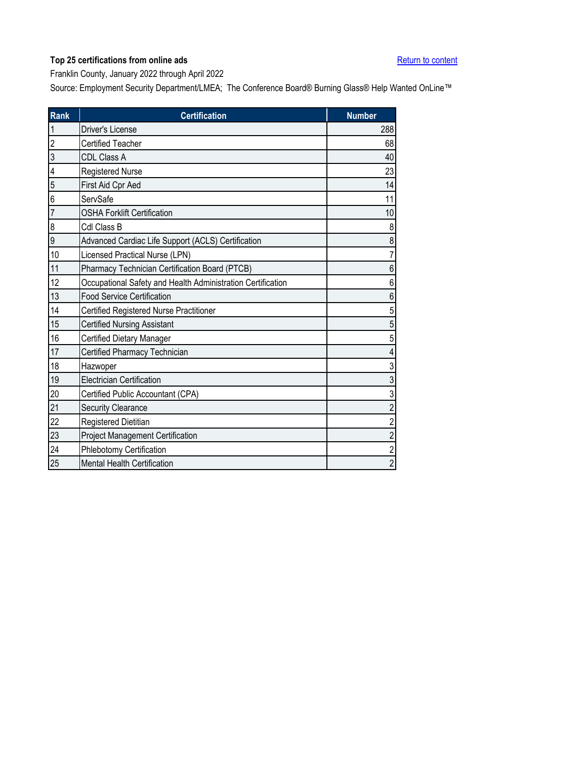**Top 25 certifications from online ads**

[Return to content]

Franklin County, January 2022 through April 2022

Source: Employment Security Department/LMEA; The Conference Board® Burning Glass® Help Wanted OnLine™

| Rank | Certification | Number |
|---|---|---|
| 1 | Driver's License | 288 |
| 2 | Certified Teacher | 68 |
| 3 | CDL Class A | 40 |
| 4 | Registered Nurse | 23 |
| 5 | First Aid Cpr Aed | 14 |
| 6 | ServSafe | 11 |
| 7 | OSHA Forklift Certification | 10 |
| 8 | Cdl Class B | 8 |
| 9 | Advanced Cardiac Life Support (ACLS) Certification | 8 |
| 10 | Licensed Practical Nurse (LPN) | 7 |
| 11 | Pharmacy Technician Certification Board (PTCB) | 6 |
| 12 | Occupational Safety and Health Administration Certification | 6 |
| 13 | Food Service Certification | 6 |
| 14 | Certified Registered Nurse Practitioner | 5 |
| 15 | Certified Nursing Assistant | 5 |
| 16 | Certified Dietary Manager | 5 |
| 17 | Certified Pharmacy Technician | 4 |
| 18 | Hazwoper | 3 |
| 19 | Electrician Certification | 3 |
| 20 | Certified Public Accountant (CPA) | 3 |
| 21 | Security Clearance | 2 |
| 22 | Registered Dietitian | 2 |
| 23 | Project Management Certification | 2 |
| 24 | Phlebotomy Certification | 2 |
| 25 | Mental Health Certification | 2 |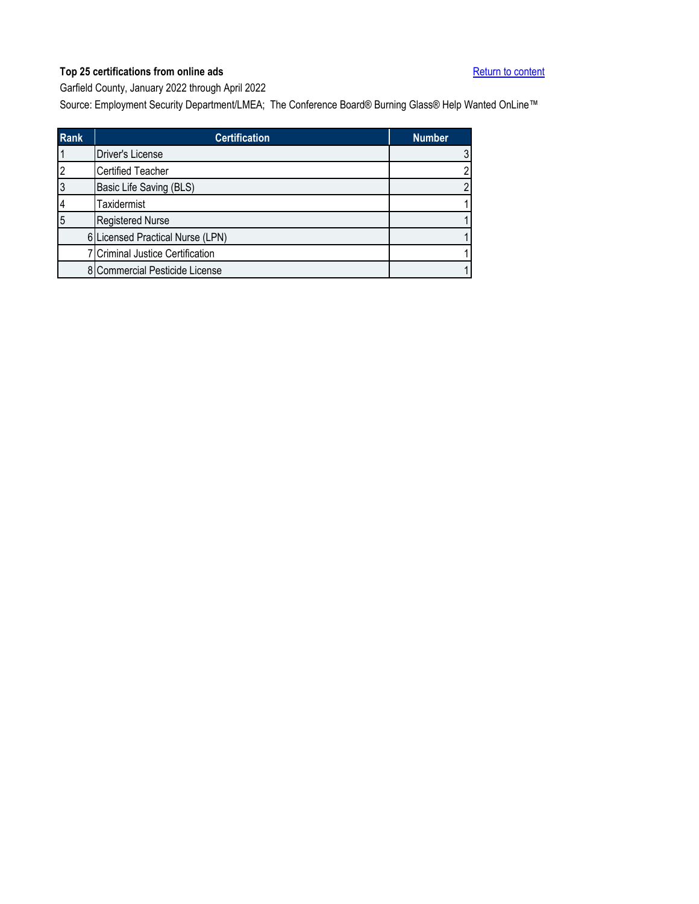**Top 25 certifications from online ads**

Return to content

Garfield County, January 2022 through April 2022

Source: Employment Security Department/LMEA; The Conference Board® Burning Glass® Help Wanted OnLine™

| Rank | Certification | Number |
|---|---|---|
| 1 | Driver's License | 3 |
| 2 | Certified Teacher | 2 |
| 3 | Basic Life Saving (BLS) | 2 |
| 4 | Taxidermist | 1 |
| 5 | Registered Nurse | 1 |
| 6 | Licensed Practical Nurse (LPN) | 1 |
| 7 | Criminal Justice Certification | 1 |
| 8 | Commercial Pesticide License | 1 |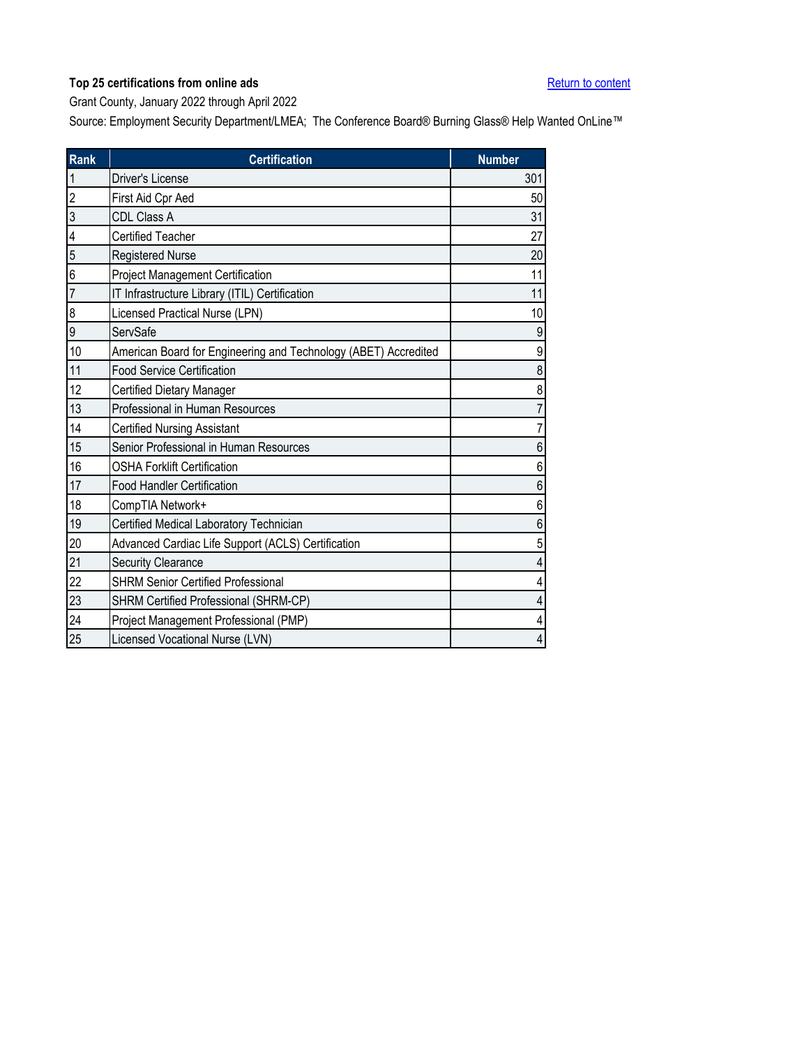**Top 25 certifications from online ads**

Return to content

Grant County, January 2022 through April 2022

Source: Employment Security Department/LMEA; The Conference Board® Burning Glass® Help Wanted OnLine™

| Rank | Certification | Number |
|---|---|---|
| 1 | Driver's License | 301 |
| 2 | First Aid Cpr Aed | 50 |
| 3 | CDL Class A | 31 |
| 4 | Certified Teacher | 27 |
| 5 | Registered Nurse | 20 |
| 6 | Project Management Certification | 11 |
| 7 | IT Infrastructure Library (ITIL) Certification | 11 |
| 8 | Licensed Practical Nurse (LPN) | 10 |
| 9 | ServSafe | 9 |
| 10 | American Board for Engineering and Technology (ABET) Accredited | 9 |
| 11 | Food Service Certification | 8 |
| 12 | Certified Dietary Manager | 8 |
| 13 | Professional in Human Resources | 7 |
| 14 | Certified Nursing Assistant | 7 |
| 15 | Senior Professional in Human Resources | 6 |
| 16 | OSHA Forklift Certification | 6 |
| 17 | Food Handler Certification | 6 |
| 18 | CompTIA Network+ | 6 |
| 19 | Certified Medical Laboratory Technician | 6 |
| 20 | Advanced Cardiac Life Support (ACLS) Certification | 5 |
| 21 | Security Clearance | 4 |
| 22 | SHRM Senior Certified Professional | 4 |
| 23 | SHRM Certified Professional (SHRM-CP) | 4 |
| 24 | Project Management Professional (PMP) | 4 |
| 25 | Licensed Vocational Nurse (LVN) | 4 |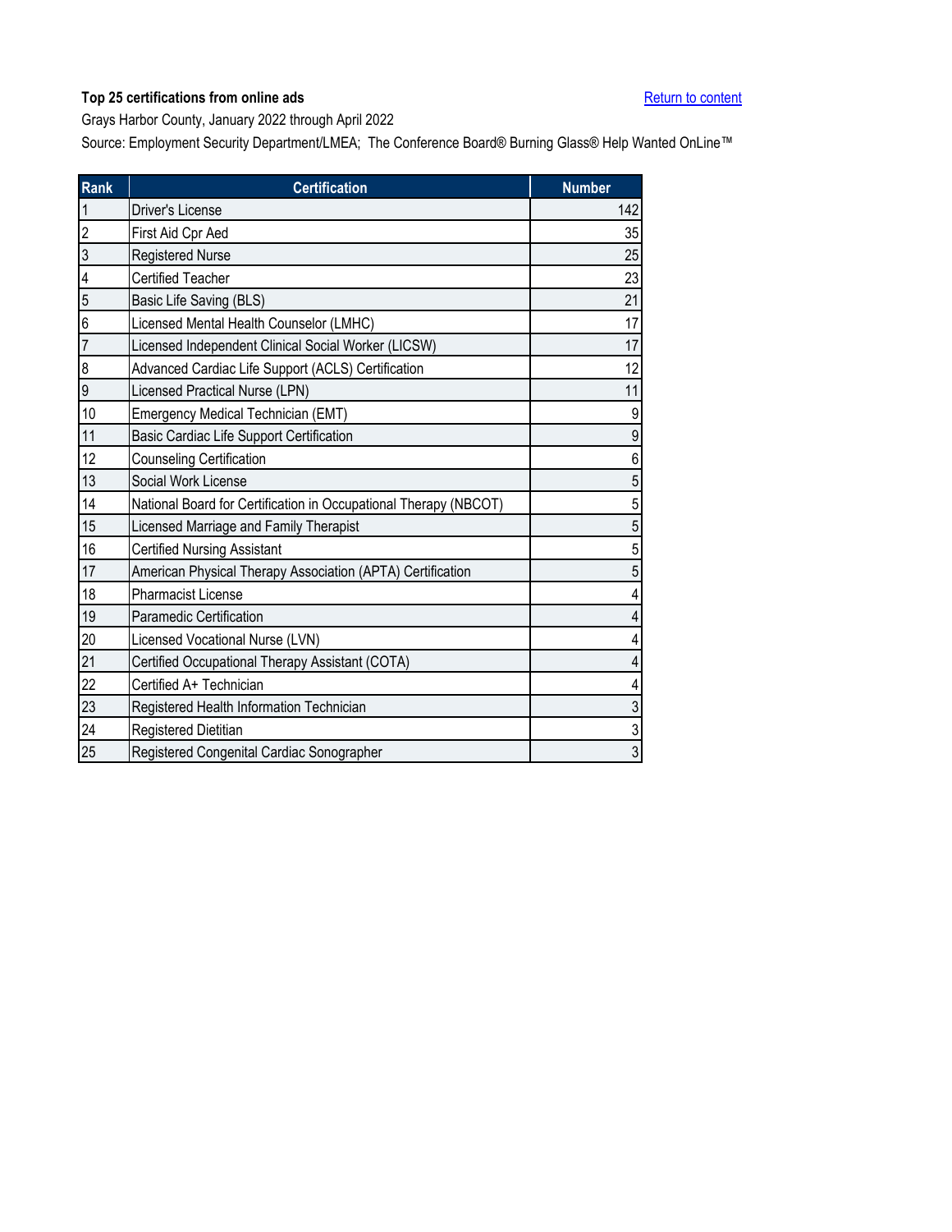**Top 25 certifications from online ads**

Return to content

Grays Harbor County, January 2022 through April 2022

Source: Employment Security Department/LMEA; The Conference Board® Burning Glass® Help Wanted OnLine™

| Rank | Certification | Number |
|---|---|---|
| 1 | Driver's License | 142 |
| 2 | First Aid Cpr Aed | 35 |
| 3 | Registered Nurse | 25 |
| 4 | Certified Teacher | 23 |
| 5 | Basic Life Saving (BLS) | 21 |
| 6 | Licensed Mental Health Counselor (LMHC) | 17 |
| 7 | Licensed Independent Clinical Social Worker (LICSW) | 17 |
| 8 | Advanced Cardiac Life Support (ACLS) Certification | 12 |
| 9 | Licensed Practical Nurse (LPN) | 11 |
| 10 | Emergency Medical Technician (EMT) | 9 |
| 11 | Basic Cardiac Life Support Certification | 9 |
| 12 | Counseling Certification | 6 |
| 13 | Social Work License | 5 |
| 14 | National Board for Certification in Occupational Therapy (NBCOT) | 5 |
| 15 | Licensed Marriage and Family Therapist | 5 |
| 16 | Certified Nursing Assistant | 5 |
| 17 | American Physical Therapy Association (APTA) Certification | 5 |
| 18 | Pharmacist License | 4 |
| 19 | Paramedic Certification | 4 |
| 20 | Licensed Vocational Nurse (LVN) | 4 |
| 21 | Certified Occupational Therapy Assistant (COTA) | 4 |
| 22 | Certified A+ Technician | 4 |
| 23 | Registered Health Information Technician | 3 |
| 24 | Registered Dietitian | 3 |
| 25 | Registered Congenital Cardiac Sonographer | 3 |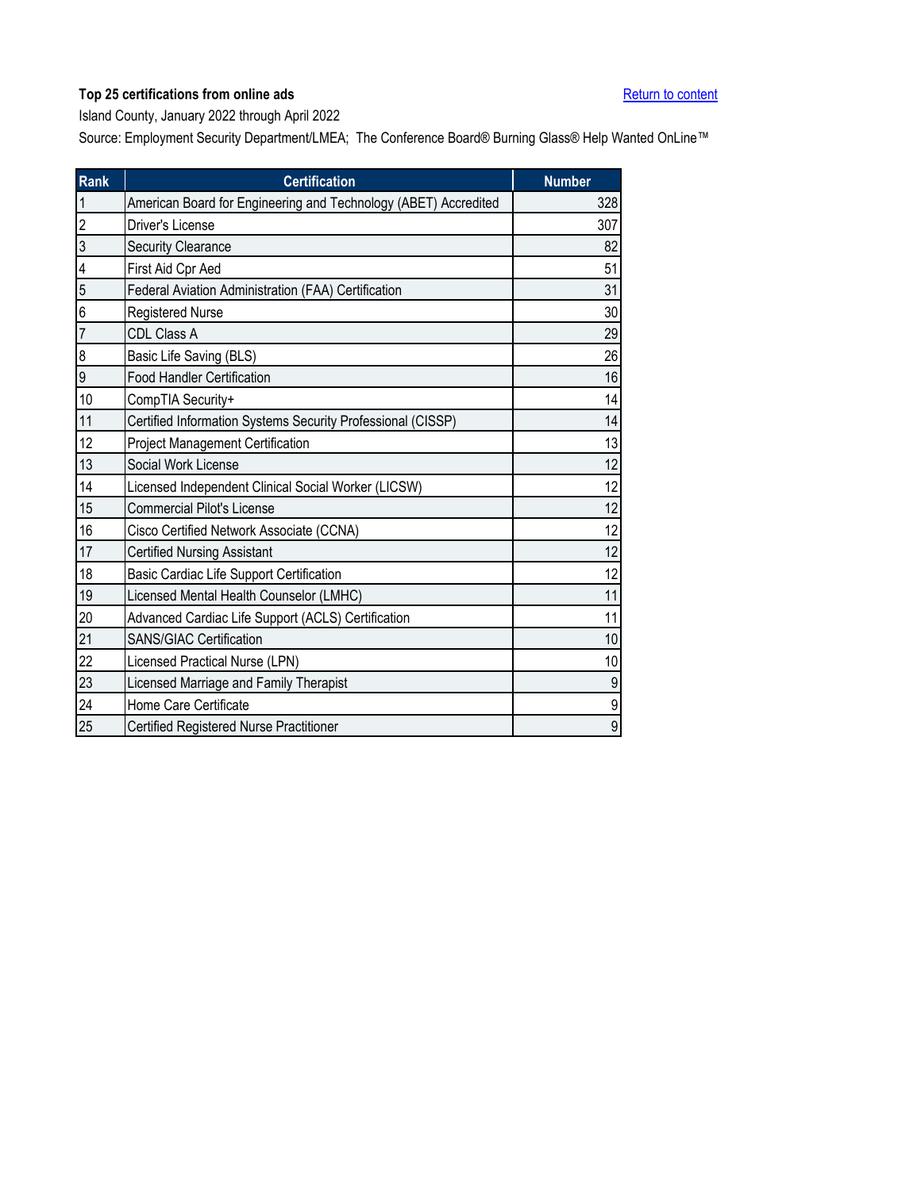**Top 25 certifications from online ads**

Island County, January 2022 through April 2022

Source: Employment Security Department/LMEA; The Conference Board® Burning Glass® Help Wanted OnLine™

Return to content

| Rank | Certification | Number |
|---|---|---|
| 1 | American Board for Engineering and Technology (ABET) Accredited | 328 |
| 2 | Driver's License | 307 |
| 3 | Security Clearance | 82 |
| 4 | First Aid Cpr Aed | 51 |
| 5 | Federal Aviation Administration (FAA) Certification | 31 |
| 6 | Registered Nurse | 30 |
| 7 | CDL Class A | 29 |
| 8 | Basic Life Saving (BLS) | 26 |
| 9 | Food Handler Certification | 16 |
| 10 | CompTIA Security+ | 14 |
| 11 | Certified Information Systems Security Professional (CISSP) | 14 |
| 12 | Project Management Certification | 13 |
| 13 | Social Work License | 12 |
| 14 | Licensed Independent Clinical Social Worker (LICSW) | 12 |
| 15 | Commercial Pilot's License | 12 |
| 16 | Cisco Certified Network Associate (CCNA) | 12 |
| 17 | Certified Nursing Assistant | 12 |
| 18 | Basic Cardiac Life Support Certification | 12 |
| 19 | Licensed Mental Health Counselor (LMHC) | 11 |
| 20 | Advanced Cardiac Life Support (ACLS) Certification | 11 |
| 21 | SANS/GIAC Certification | 10 |
| 22 | Licensed Practical Nurse (LPN) | 10 |
| 23 | Licensed Marriage and Family Therapist | 9 |
| 24 | Home Care Certificate | 9 |
| 25 | Certified Registered Nurse Practitioner | 9 |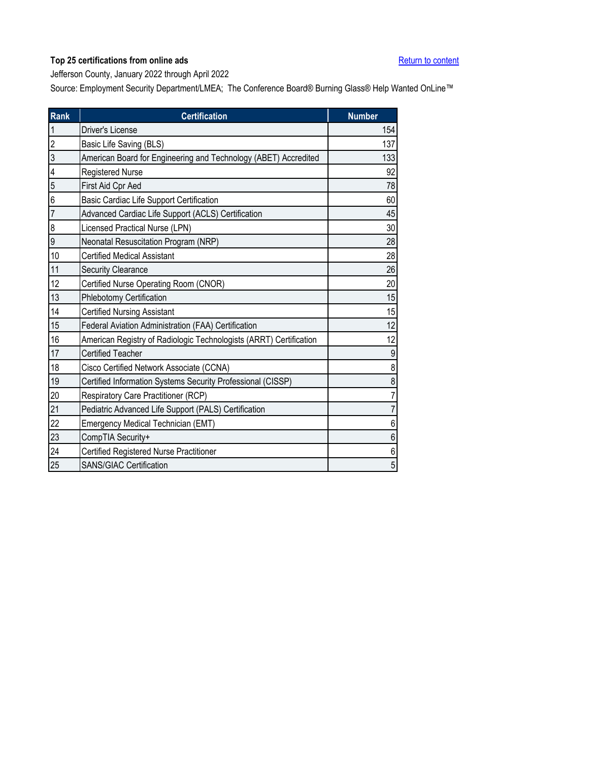**Top 25 certifications from online ads**

Return to content

Jefferson County, January 2022 through April 2022

Source: Employment Security Department/LMEA; The Conference Board® Burning Glass® Help Wanted OnLine™

| Rank | Certification | Number |
|---|---|---|
| 1 | Driver's License | 154 |
| 2 | Basic Life Saving (BLS) | 137 |
| 3 | American Board for Engineering and Technology (ABET) Accredited | 133 |
| 4 | Registered Nurse | 92 |
| 5 | First Aid Cpr Aed | 78 |
| 6 | Basic Cardiac Life Support Certification | 60 |
| 7 | Advanced Cardiac Life Support (ACLS) Certification | 45 |
| 8 | Licensed Practical Nurse (LPN) | 30 |
| 9 | Neonatal Resuscitation Program (NRP) | 28 |
| 10 | Certified Medical Assistant | 28 |
| 11 | Security Clearance | 26 |
| 12 | Certified Nurse Operating Room (CNOR) | 20 |
| 13 | Phlebotomy Certification | 15 |
| 14 | Certified Nursing Assistant | 15 |
| 15 | Federal Aviation Administration (FAA) Certification | 12 |
| 16 | American Registry of Radiologic Technologists (ARRT) Certification | 12 |
| 17 | Certified Teacher | 9 |
| 18 | Cisco Certified Network Associate (CCNA) | 8 |
| 19 | Certified Information Systems Security Professional (CISSP) | 8 |
| 20 | Respiratory Care Practitioner (RCP) | 7 |
| 21 | Pediatric Advanced Life Support (PALS) Certification | 7 |
| 22 | Emergency Medical Technician (EMT) | 6 |
| 23 | CompTIA Security+ | 6 |
| 24 | Certified Registered Nurse Practitioner | 6 |
| 25 | SANS/GIAC Certification | 5 |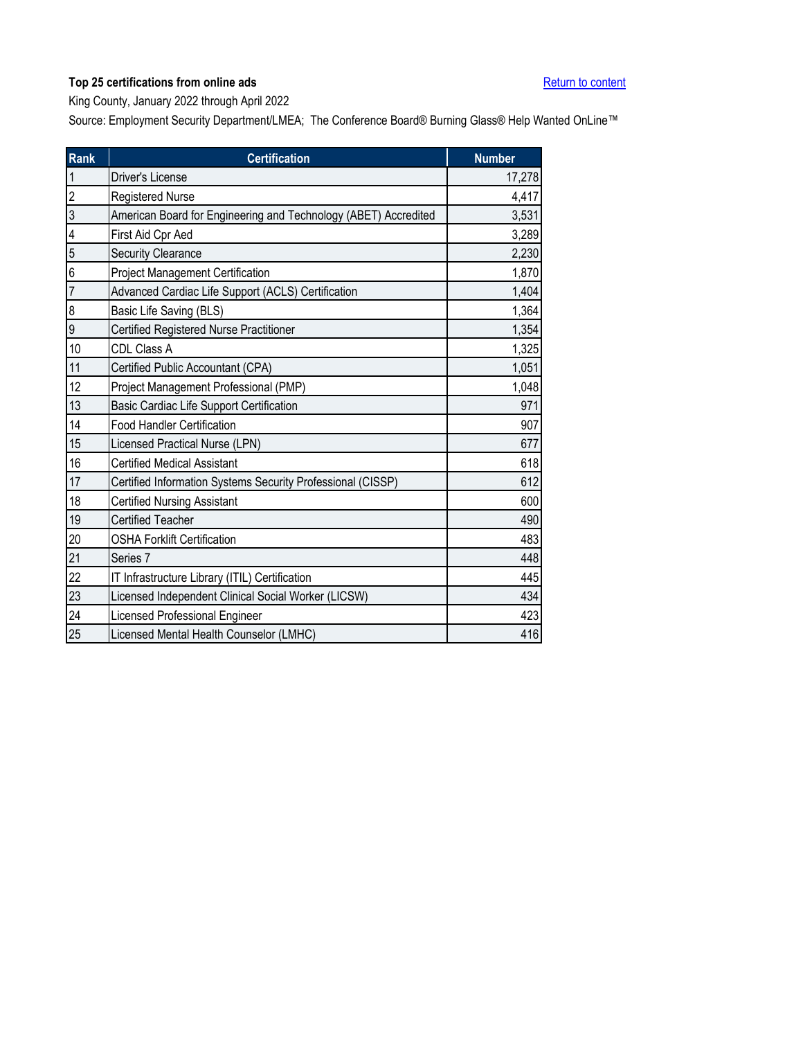**Top 25 certifications from online ads**

Return to content

King County, January 2022 through April 2022

Source: Employment Security Department/LMEA; The Conference Board® Burning Glass® Help Wanted OnLine™

| Rank | Certification | Number |
|---|---|---|
| 1 | Driver's License | 17,278 |
| 2 | Registered Nurse | 4,417 |
| 3 | American Board for Engineering and Technology (ABET) Accredited | 3,531 |
| 4 | First Aid Cpr Aed | 3,289 |
| 5 | Security Clearance | 2,230 |
| 6 | Project Management Certification | 1,870 |
| 7 | Advanced Cardiac Life Support (ACLS) Certification | 1,404 |
| 8 | Basic Life Saving (BLS) | 1,364 |
| 9 | Certified Registered Nurse Practitioner | 1,354 |
| 10 | CDL Class A | 1,325 |
| 11 | Certified Public Accountant (CPA) | 1,051 |
| 12 | Project Management Professional (PMP) | 1,048 |
| 13 | Basic Cardiac Life Support Certification | 971 |
| 14 | Food Handler Certification | 907 |
| 15 | Licensed Practical Nurse (LPN) | 677 |
| 16 | Certified Medical Assistant | 618 |
| 17 | Certified Information Systems Security Professional (CISSP) | 612 |
| 18 | Certified Nursing Assistant | 600 |
| 19 | Certified Teacher | 490 |
| 20 | OSHA Forklift Certification | 483 |
| 21 | Series 7 | 448 |
| 22 | IT Infrastructure Library (ITIL) Certification | 445 |
| 23 | Licensed Independent Clinical Social Worker (LICSW) | 434 |
| 24 | Licensed Professional Engineer | 423 |
| 25 | Licensed Mental Health Counselor (LMHC) | 416 |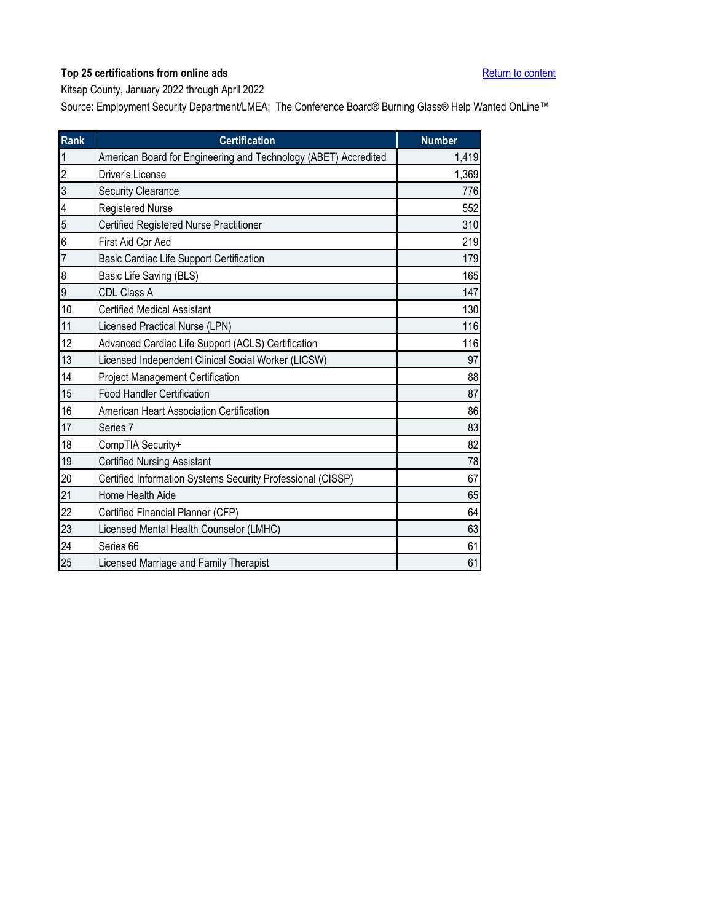**Top 25 certifications from online ads**

Return to content

Kitsap County, January 2022 through April 2022

Source: Employment Security Department/LMEA; The Conference Board® Burning Glass® Help Wanted OnLine™

| Rank | Certification | Number |
|---|---|---|
| 1 | American Board for Engineering and Technology (ABET) Accredited | 1,419 |
| 2 | Driver's License | 1,369 |
| 3 | Security Clearance | 776 |
| 4 | Registered Nurse | 552 |
| 5 | Certified Registered Nurse Practitioner | 310 |
| 6 | First Aid Cpr Aed | 219 |
| 7 | Basic Cardiac Life Support Certification | 179 |
| 8 | Basic Life Saving (BLS) | 165 |
| 9 | CDL Class A | 147 |
| 10 | Certified Medical Assistant | 130 |
| 11 | Licensed Practical Nurse (LPN) | 116 |
| 12 | Advanced Cardiac Life Support (ACLS) Certification | 116 |
| 13 | Licensed Independent Clinical Social Worker (LICSW) | 97 |
| 14 | Project Management Certification | 88 |
| 15 | Food Handler Certification | 87 |
| 16 | American Heart Association Certification | 86 |
| 17 | Series 7 | 83 |
| 18 | CompTIA Security+ | 82 |
| 19 | Certified Nursing Assistant | 78 |
| 20 | Certified Information Systems Security Professional (CISSP) | 67 |
| 21 | Home Health Aide | 65 |
| 22 | Certified Financial Planner (CFP) | 64 |
| 23 | Licensed Mental Health Counselor (LMHC) | 63 |
| 24 | Series 66 | 61 |
| 25 | Licensed Marriage and Family Therapist | 61 |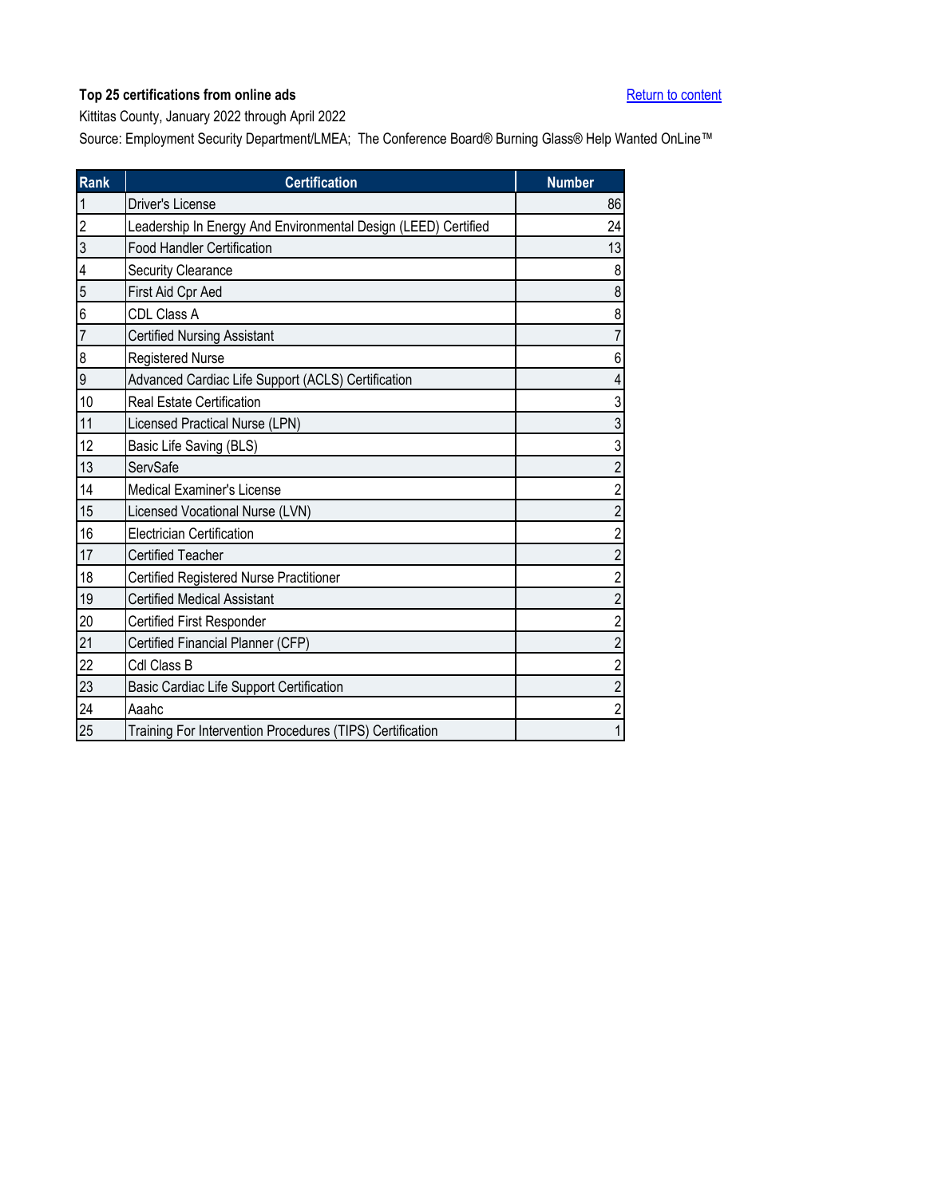**Top 25 certifications from online ads**

Return to content

Kittitas County, January 2022 through April 2022

Source: Employment Security Department/LMEA; The Conference Board® Burning Glass® Help Wanted OnLine™

| Rank | Certification | Number |
|---|---|---|
| 1 | Driver's License | 86 |
| 2 | Leadership In Energy And Environmental Design (LEED) Certified | 24 |
| 3 | Food Handler Certification | 13 |
| 4 | Security Clearance | 8 |
| 5 | First Aid Cpr Aed | 8 |
| 6 | CDL Class A | 8 |
| 7 | Certified Nursing Assistant | 7 |
| 8 | Registered Nurse | 6 |
| 9 | Advanced Cardiac Life Support (ACLS) Certification | 4 |
| 10 | Real Estate Certification | 3 |
| 11 | Licensed Practical Nurse (LPN) | 3 |
| 12 | Basic Life Saving (BLS) | 3 |
| 13 | ServSafe | 2 |
| 14 | Medical Examiner's License | 2 |
| 15 | Licensed Vocational Nurse (LVN) | 2 |
| 16 | Electrician Certification | 2 |
| 17 | Certified Teacher | 2 |
| 18 | Certified Registered Nurse Practitioner | 2 |
| 19 | Certified Medical Assistant | 2 |
| 20 | Certified First Responder | 2 |
| 21 | Certified Financial Planner (CFP) | 2 |
| 22 | Cdl Class B | 2 |
| 23 | Basic Cardiac Life Support Certification | 2 |
| 24 | Aaahc | 2 |
| 25 | Training For Intervention Procedures (TIPS) Certification | 1 |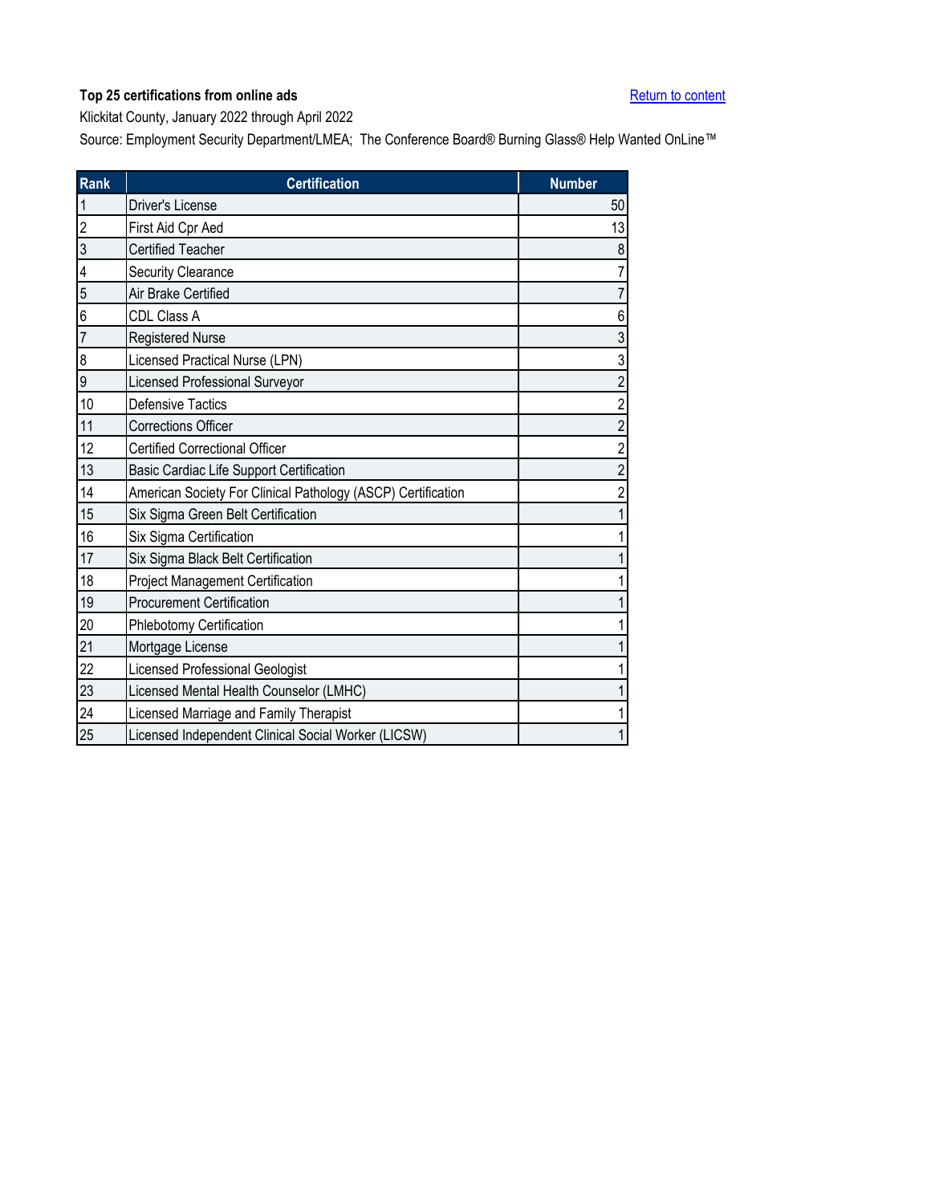**Top 25 certifications from online ads**

Return to content

Klickitat County, January 2022 through April 2022

Source: Employment Security Department/LMEA; The Conference Board® Burning Glass® Help Wanted OnLine™

| Rank | Certification | Number |
|---|---|---|
| 1 | Driver's License | 50 |
| 2 | First Aid Cpr Aed | 13 |
| 3 | Certified Teacher | 8 |
| 4 | Security Clearance | 7 |
| 5 | Air Brake Certified | 7 |
| 6 | CDL Class A | 6 |
| 7 | Registered Nurse | 3 |
| 8 | Licensed Practical Nurse (LPN) | 3 |
| 9 | Licensed Professional Surveyor | 2 |
| 10 | Defensive Tactics | 2 |
| 11 | Corrections Officer | 2 |
| 12 | Certified Correctional Officer | 2 |
| 13 | Basic Cardiac Life Support Certification | 2 |
| 14 | American Society For Clinical Pathology (ASCP) Certification | 2 |
| 15 | Six Sigma Green Belt Certification | 1 |
| 16 | Six Sigma Certification | 1 |
| 17 | Six Sigma Black Belt Certification | 1 |
| 18 | Project Management Certification | 1 |
| 19 | Procurement Certification | 1 |
| 20 | Phlebotomy Certification | 1 |
| 21 | Mortgage License | 1 |
| 22 | Licensed Professional Geologist | 1 |
| 23 | Licensed Mental Health Counselor (LMHC) | 1 |
| 24 | Licensed Marriage and Family Therapist | 1 |
| 25 | Licensed Independent Clinical Social Worker (LICSW) | 1 |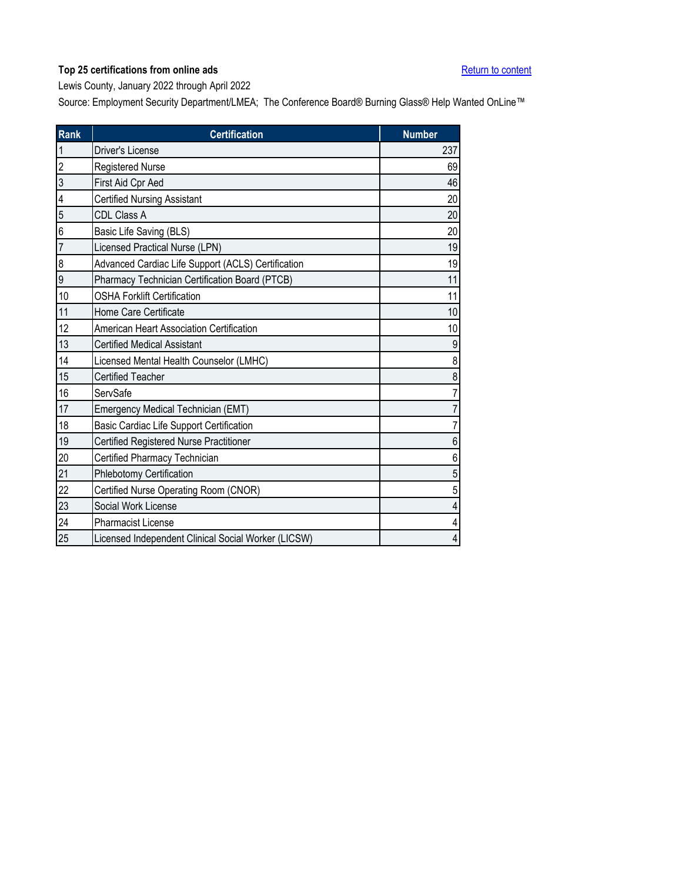**Top 25 certifications from online ads**

Return to content

Lewis County, January 2022 through April 2022

Source: Employment Security Department/LMEA; The Conference Board® Burning Glass® Help Wanted OnLine™

| Rank | Certification | Number |
|---|---|---|
| 1 | Driver's License | 237 |
| 2 | Registered Nurse | 69 |
| 3 | First Aid Cpr Aed | 46 |
| 4 | Certified Nursing Assistant | 20 |
| 5 | CDL Class A | 20 |
| 6 | Basic Life Saving (BLS) | 20 |
| 7 | Licensed Practical Nurse (LPN) | 19 |
| 8 | Advanced Cardiac Life Support (ACLS) Certification | 19 |
| 9 | Pharmacy Technician Certification Board (PTCB) | 11 |
| 10 | OSHA Forklift Certification | 11 |
| 11 | Home Care Certificate | 10 |
| 12 | American Heart Association Certification | 10 |
| 13 | Certified Medical Assistant | 9 |
| 14 | Licensed Mental Health Counselor (LMHC) | 8 |
| 15 | Certified Teacher | 8 |
| 16 | ServSafe | 7 |
| 17 | Emergency Medical Technician (EMT) | 7 |
| 18 | Basic Cardiac Life Support Certification | 7 |
| 19 | Certified Registered Nurse Practitioner | 6 |
| 20 | Certified Pharmacy Technician | 6 |
| 21 | Phlebotomy Certification | 5 |
| 22 | Certified Nurse Operating Room (CNOR) | 5 |
| 23 | Social Work License | 4 |
| 24 | Pharmacist License | 4 |
| 25 | Licensed Independent Clinical Social Worker (LICSW) | 4 |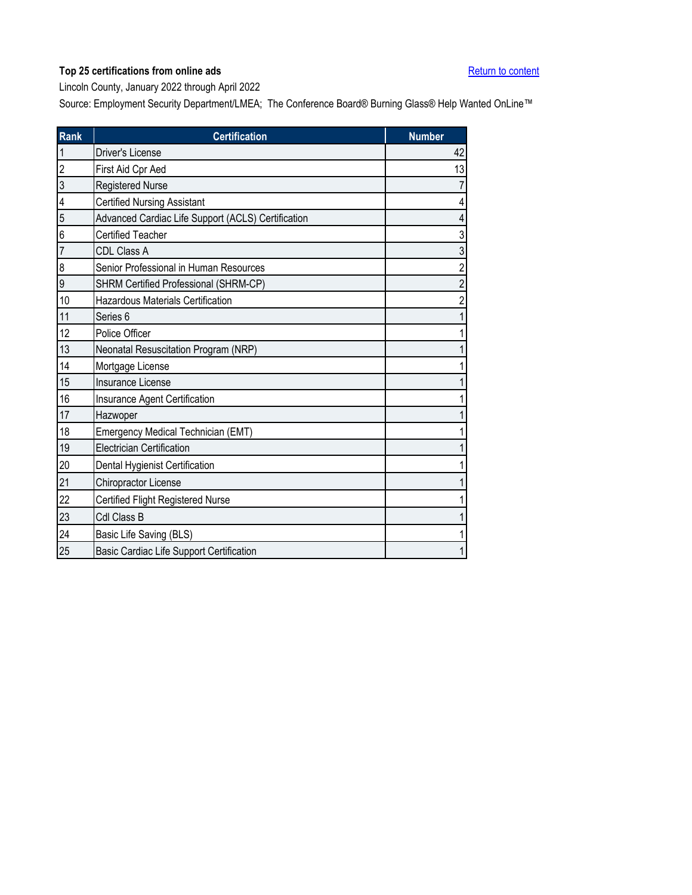**Top 25 certifications from online ads**

Return to content

Lincoln County, January 2022 through April 2022

Source: Employment Security Department/LMEA; The Conference Board® Burning Glass® Help Wanted OnLine™

| Rank | Certification | Number |
|---|---|---|
| 1 | Driver's License | 42 |
| 2 | First Aid Cpr Aed | 13 |
| 3 | Registered Nurse | 7 |
| 4 | Certified Nursing Assistant | 4 |
| 5 | Advanced Cardiac Life Support (ACLS) Certification | 4 |
| 6 | Certified Teacher | 3 |
| 7 | CDL Class A | 3 |
| 8 | Senior Professional in Human Resources | 2 |
| 9 | SHRM Certified Professional (SHRM-CP) | 2 |
| 10 | Hazardous Materials Certification | 2 |
| 11 | Series 6 | 1 |
| 12 | Police Officer | 1 |
| 13 | Neonatal Resuscitation Program (NRP) | 1 |
| 14 | Mortgage License | 1 |
| 15 | Insurance License | 1 |
| 16 | Insurance Agent Certification | 1 |
| 17 | Hazwoper | 1 |
| 18 | Emergency Medical Technician (EMT) | 1 |
| 19 | Electrician Certification | 1 |
| 20 | Dental Hygienist Certification | 1 |
| 21 | Chiropractor License | 1 |
| 22 | Certified Flight Registered Nurse | 1 |
| 23 | Cdl Class B | 1 |
| 24 | Basic Life Saving (BLS) | 1 |
| 25 | Basic Cardiac Life Support Certification | 1 |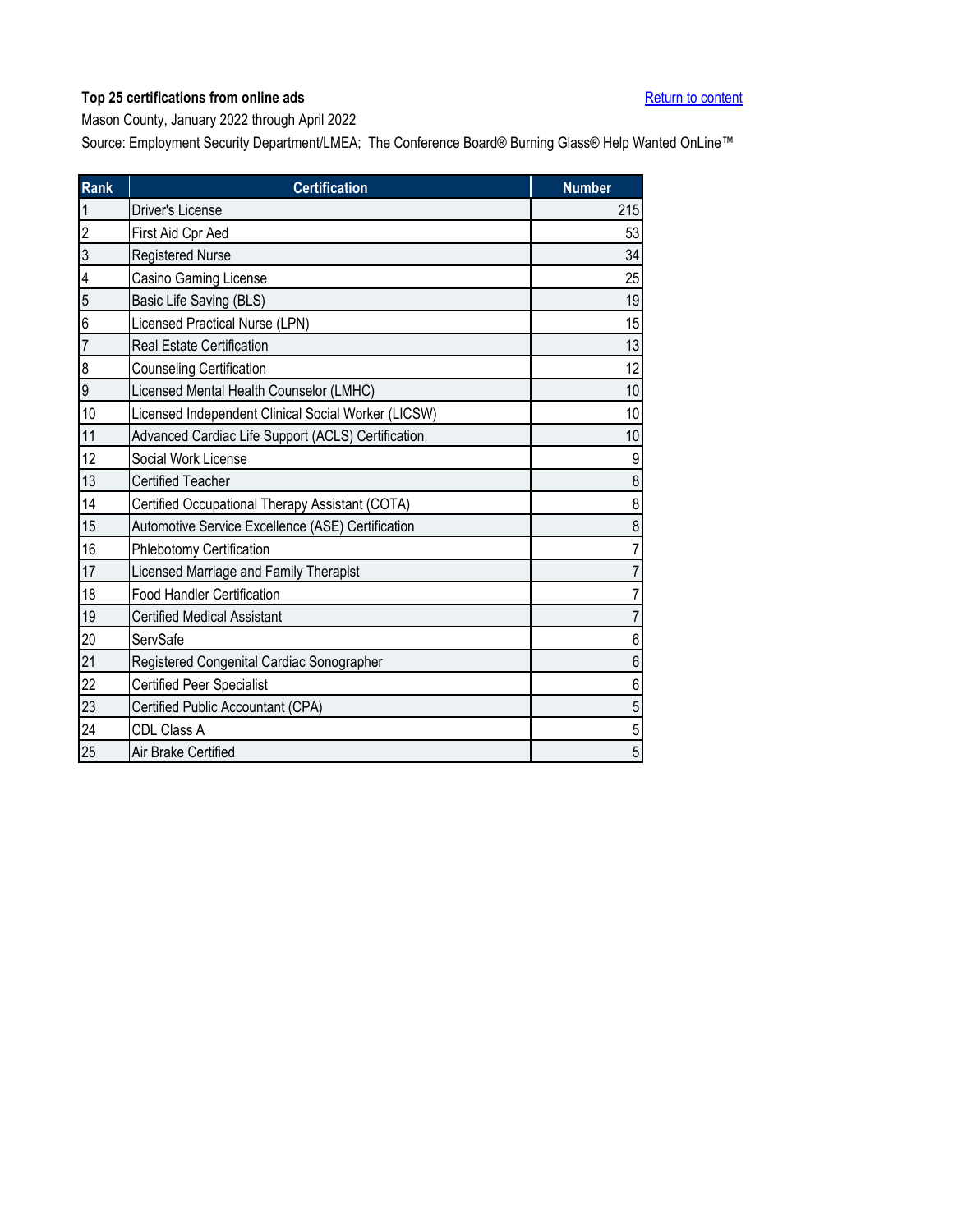**Top 25 certifications from online ads**

Return to content

Mason County, January 2022 through April 2022

Source: Employment Security Department/LMEA; The Conference Board® Burning Glass® Help Wanted OnLine™

| Rank | Certification | Number |
|---|---|---|
| 1 | Driver's License | 215 |
| 2 | First Aid Cpr Aed | 53 |
| 3 | Registered Nurse | 34 |
| 4 | Casino Gaming License | 25 |
| 5 | Basic Life Saving (BLS) | 19 |
| 6 | Licensed Practical Nurse (LPN) | 15 |
| 7 | Real Estate Certification | 13 |
| 8 | Counseling Certification | 12 |
| 9 | Licensed Mental Health Counselor (LMHC) | 10 |
| 10 | Licensed Independent Clinical Social Worker (LICSW) | 10 |
| 11 | Advanced Cardiac Life Support (ACLS) Certification | 10 |
| 12 | Social Work License | 9 |
| 13 | Certified Teacher | 8 |
| 14 | Certified Occupational Therapy Assistant (COTA) | 8 |
| 15 | Automotive Service Excellence (ASE) Certification | 8 |
| 16 | Phlebotomy Certification | 7 |
| 17 | Licensed Marriage and Family Therapist | 7 |
| 18 | Food Handler Certification | 7 |
| 19 | Certified Medical Assistant | 7 |
| 20 | ServSafe | 6 |
| 21 | Registered Congenital Cardiac Sonographer | 6 |
| 22 | Certified Peer Specialist | 6 |
| 23 | Certified Public Accountant (CPA) | 5 |
| 24 | CDL Class A | 5 |
| 25 | Air Brake Certified | 5 |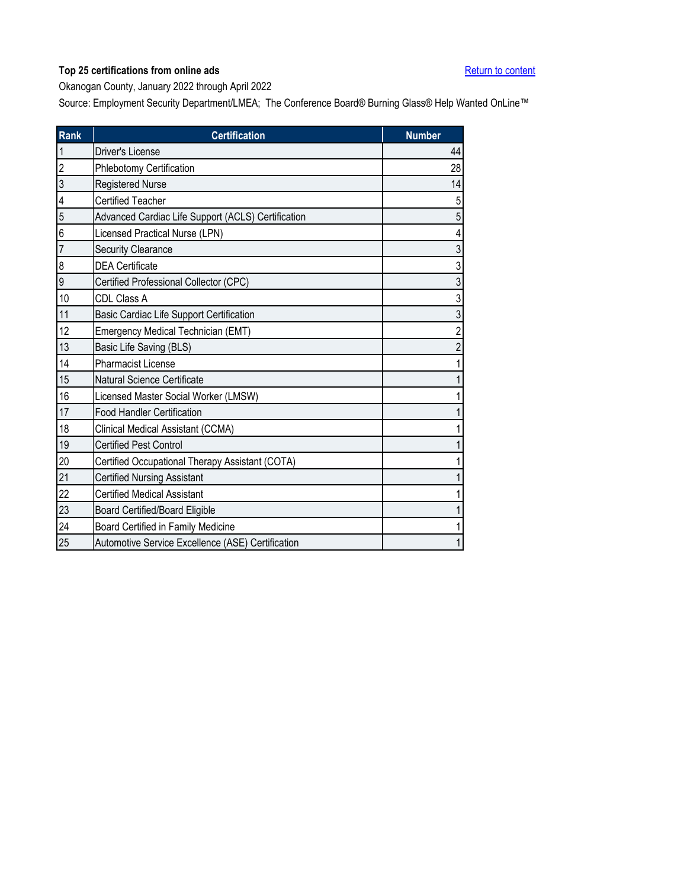**Top 25 certifications from online ads**

Return to content

Okanogan County, January 2022 through April 2022

Source: Employment Security Department/LMEA; The Conference Board® Burning Glass® Help Wanted OnLine™

| Rank | Certification | Number |
|---|---|---|
| 1 | Driver's License | 44 |
| 2 | Phlebotomy Certification | 28 |
| 3 | Registered Nurse | 14 |
| 4 | Certified Teacher | 5 |
| 5 | Advanced Cardiac Life Support (ACLS) Certification | 5 |
| 6 | Licensed Practical Nurse (LPN) | 4 |
| 7 | Security Clearance | 3 |
| 8 | DEA Certificate | 3 |
| 9 | Certified Professional Collector (CPC) | 3 |
| 10 | CDL Class A | 3 |
| 11 | Basic Cardiac Life Support Certification | 3 |
| 12 | Emergency Medical Technician (EMT) | 2 |
| 13 | Basic Life Saving (BLS) | 2 |
| 14 | Pharmacist License | 1 |
| 15 | Natural Science Certificate | 1 |
| 16 | Licensed Master Social Worker (LMSW) | 1 |
| 17 | Food Handler Certification | 1 |
| 18 | Clinical Medical Assistant (CCMA) | 1 |
| 19 | Certified Pest Control | 1 |
| 20 | Certified Occupational Therapy Assistant (COTA) | 1 |
| 21 | Certified Nursing Assistant | 1 |
| 22 | Certified Medical Assistant | 1 |
| 23 | Board Certified/Board Eligible | 1 |
| 24 | Board Certified in Family Medicine | 1 |
| 25 | Automotive Service Excellence (ASE) Certification | 1 |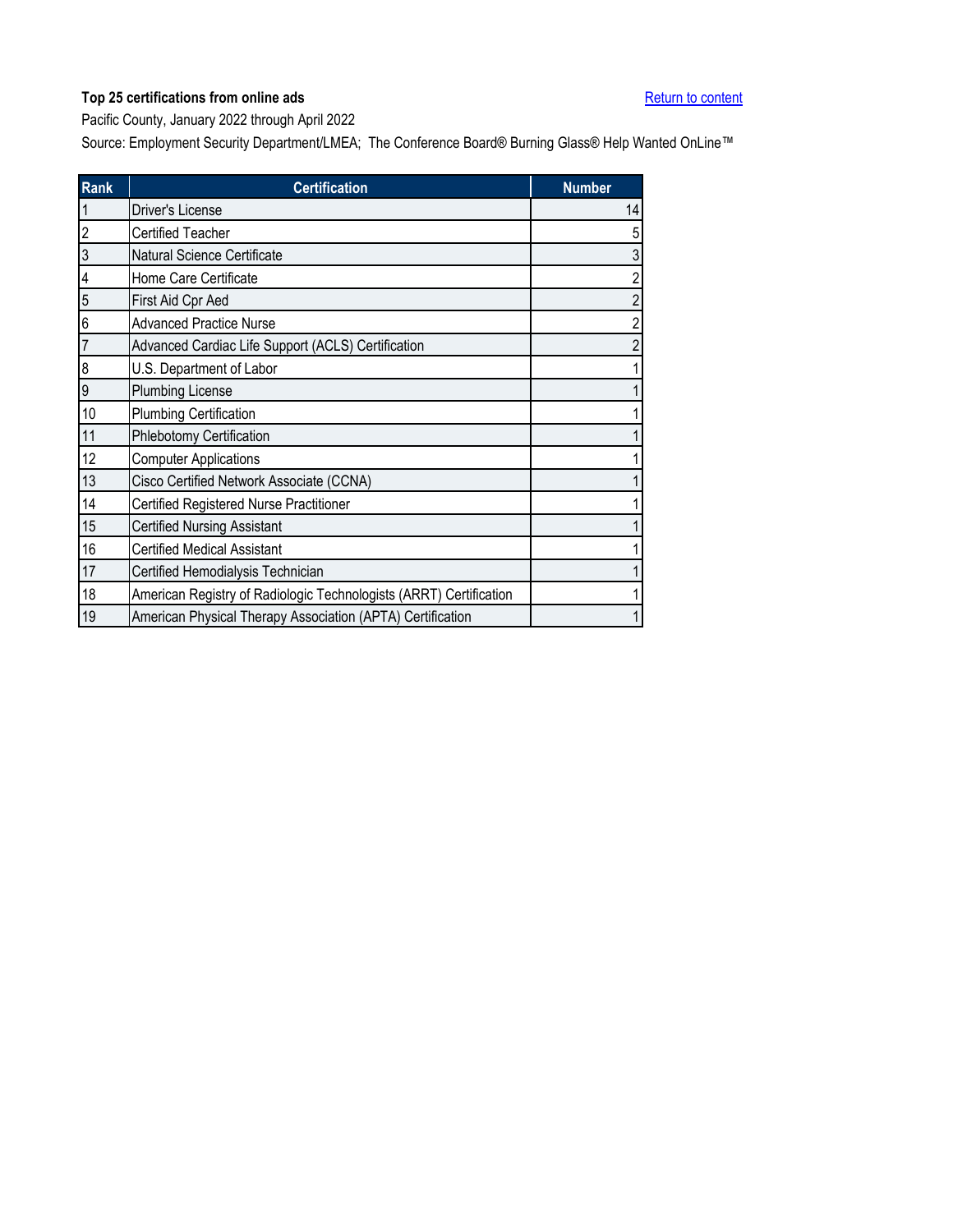**Top 25 certifications from online ads**

Return to content

Pacific County, January 2022 through April 2022

Source: Employment Security Department/LMEA; The Conference Board® Burning Glass® Help Wanted OnLine™

| Rank | Certification | Number |
|---|---|---|
| 1 | Driver's License | 14 |
| 2 | Certified Teacher | 5 |
| 3 | Natural Science Certificate | 3 |
| 4 | Home Care Certificate | 2 |
| 5 | First Aid Cpr Aed | 2 |
| 6 | Advanced Practice Nurse | 2 |
| 7 | Advanced Cardiac Life Support (ACLS) Certification | 2 |
| 8 | U.S. Department of Labor | 1 |
| 9 | Plumbing License | 1 |
| 10 | Plumbing Certification | 1 |
| 11 | Phlebotomy Certification | 1 |
| 12 | Computer Applications | 1 |
| 13 | Cisco Certified Network Associate (CCNA) | 1 |
| 14 | Certified Registered Nurse Practitioner | 1 |
| 15 | Certified Nursing Assistant | 1 |
| 16 | Certified Medical Assistant | 1 |
| 17 | Certified Hemodialysis Technician | 1 |
| 18 | American Registry of Radiologic Technologists (ARRT) Certification | 1 |
| 19 | American Physical Therapy Association (APTA) Certification | 1 |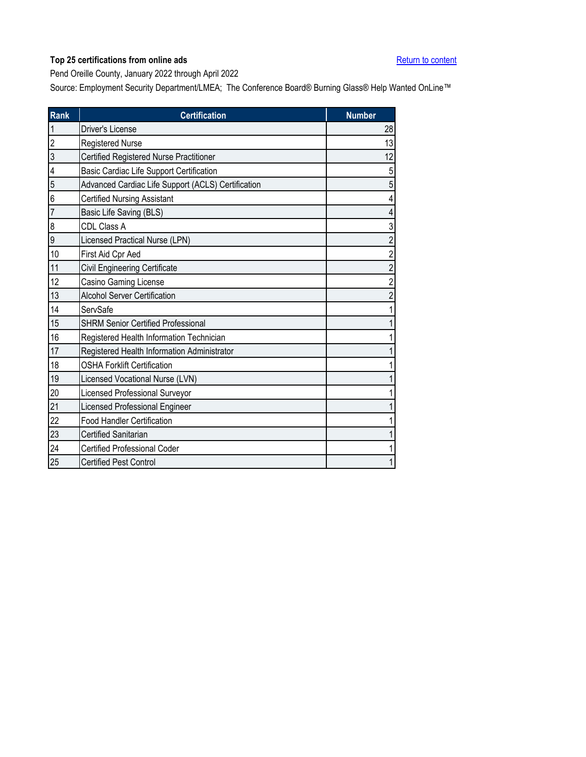**Top 25 certifications from online ads**

[Return to content]

Pend Oreille County, January 2022 through April 2022

Source: Employment Security Department/LMEA;  The Conference Board® Burning Glass® Help Wanted OnLine™

| Rank | Certification | Number |
|---|---|---|
| 1 | Driver's License | 28 |
| 2 | Registered Nurse | 13 |
| 3 | Certified Registered Nurse Practitioner | 12 |
| 4 | Basic Cardiac Life Support Certification | 5 |
| 5 | Advanced Cardiac Life Support (ACLS) Certification | 5 |
| 6 | Certified Nursing Assistant | 4 |
| 7 | Basic Life Saving (BLS) | 4 |
| 8 | CDL Class A | 3 |
| 9 | Licensed Practical Nurse (LPN) | 2 |
| 10 | First Aid Cpr Aed | 2 |
| 11 | Civil Engineering Certificate | 2 |
| 12 | Casino Gaming License | 2 |
| 13 | Alcohol Server Certification | 2 |
| 14 | ServSafe | 1 |
| 15 | SHRM Senior Certified Professional | 1 |
| 16 | Registered Health Information Technician | 1 |
| 17 | Registered Health Information Administrator | 1 |
| 18 | OSHA Forklift Certification | 1 |
| 19 | Licensed Vocational Nurse (LVN) | 1 |
| 20 | Licensed Professional Surveyor | 1 |
| 21 | Licensed Professional Engineer | 1 |
| 22 | Food Handler Certification | 1 |
| 23 | Certified Sanitarian | 1 |
| 24 | Certified Professional Coder | 1 |
| 25 | Certified Pest Control | 1 |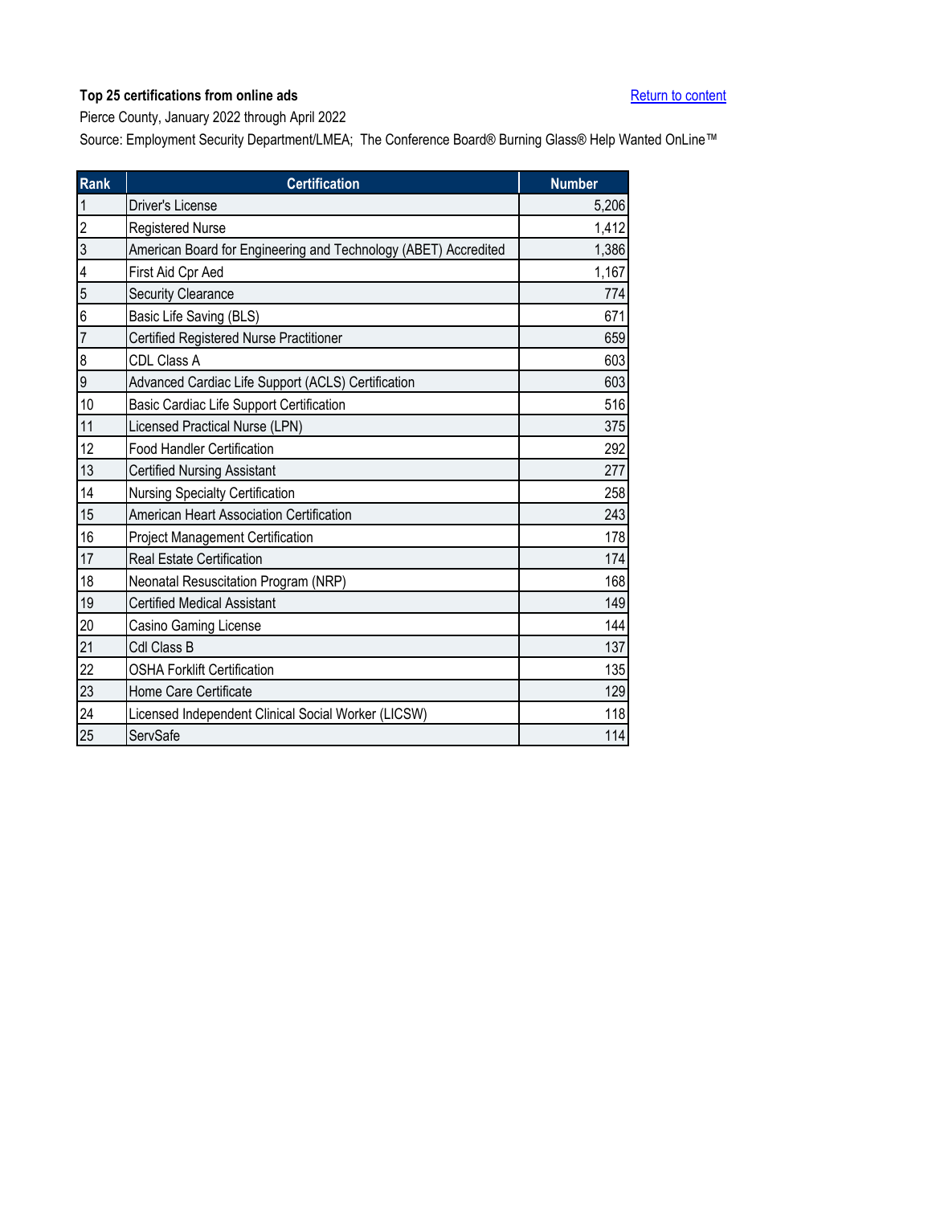**Top 25 certifications from online ads**

Return to content

Pierce County, January 2022 through April 2022

Source: Employment Security Department/LMEA; The Conference Board® Burning Glass® Help Wanted OnLine™

| Rank | Certification | Number |
|---|---|---|
| 1 | Driver's License | 5,206 |
| 2 | Registered Nurse | 1,412 |
| 3 | American Board for Engineering and Technology (ABET) Accredited | 1,386 |
| 4 | First Aid Cpr Aed | 1,167 |
| 5 | Security Clearance | 774 |
| 6 | Basic Life Saving (BLS) | 671 |
| 7 | Certified Registered Nurse Practitioner | 659 |
| 8 | CDL Class A | 603 |
| 9 | Advanced Cardiac Life Support (ACLS) Certification | 603 |
| 10 | Basic Cardiac Life Support Certification | 516 |
| 11 | Licensed Practical Nurse (LPN) | 375 |
| 12 | Food Handler Certification | 292 |
| 13 | Certified Nursing Assistant | 277 |
| 14 | Nursing Specialty Certification | 258 |
| 15 | American Heart Association Certification | 243 |
| 16 | Project Management Certification | 178 |
| 17 | Real Estate Certification | 174 |
| 18 | Neonatal Resuscitation Program (NRP) | 168 |
| 19 | Certified Medical Assistant | 149 |
| 20 | Casino Gaming License | 144 |
| 21 | Cdl Class B | 137 |
| 22 | OSHA Forklift Certification | 135 |
| 23 | Home Care Certificate | 129 |
| 24 | Licensed Independent Clinical Social Worker (LICSW) | 118 |
| 25 | ServSafe | 114 |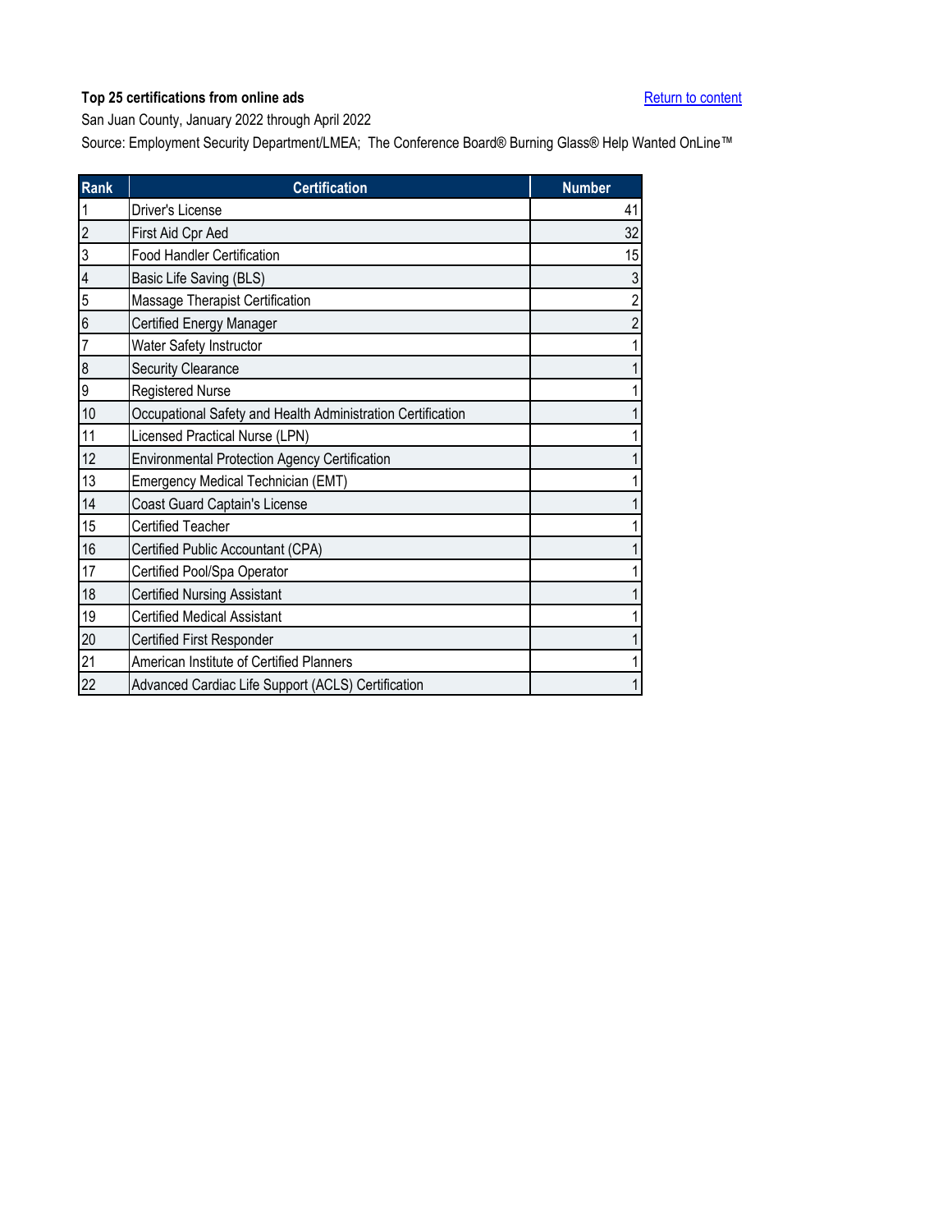**Top 25 certifications from online ads**

Return to content

San Juan County, January 2022 through April 2022

Source: Employment Security Department/LMEA; The Conference Board® Burning Glass® Help Wanted OnLine™

| Rank | Certification | Number |
|---|---|---|
| 1 | Driver's License | 41 |
| 2 | First Aid Cpr Aed | 32 |
| 3 | Food Handler Certification | 15 |
| 4 | Basic Life Saving (BLS) | 3 |
| 5 | Massage Therapist Certification | 2 |
| 6 | Certified Energy Manager | 2 |
| 7 | Water Safety Instructor | 1 |
| 8 | Security Clearance | 1 |
| 9 | Registered Nurse | 1 |
| 10 | Occupational Safety and Health Administration Certification | 1 |
| 11 | Licensed Practical Nurse (LPN) | 1 |
| 12 | Environmental Protection Agency Certification | 1 |
| 13 | Emergency Medical Technician (EMT) | 1 |
| 14 | Coast Guard Captain's License | 1 |
| 15 | Certified Teacher | 1 |
| 16 | Certified Public Accountant (CPA) | 1 |
| 17 | Certified Pool/Spa Operator | 1 |
| 18 | Certified Nursing Assistant | 1 |
| 19 | Certified Medical Assistant | 1 |
| 20 | Certified First Responder | 1 |
| 21 | American Institute of Certified Planners | 1 |
| 22 | Advanced Cardiac Life Support (ACLS) Certification | 1 |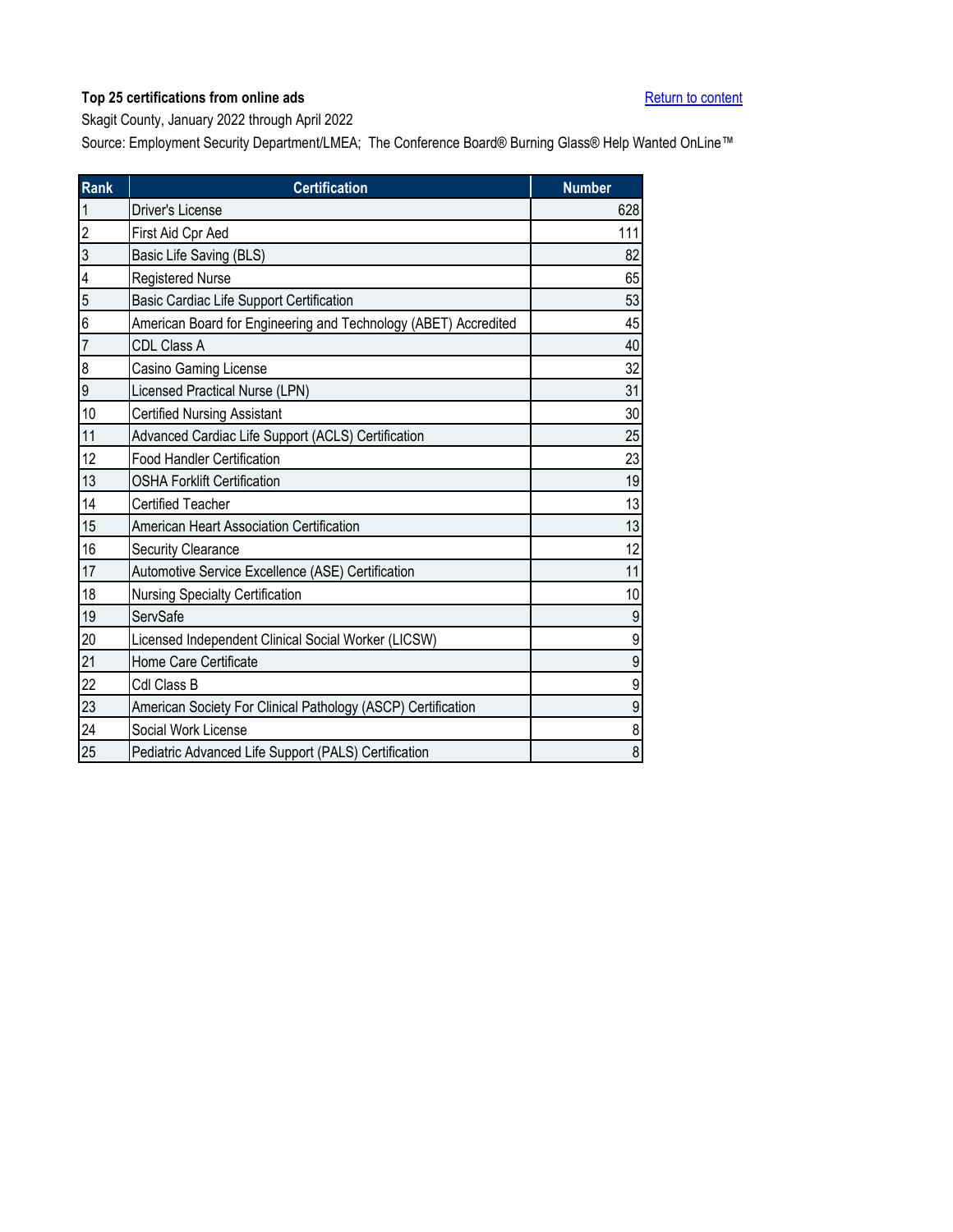**Top 25 certifications from online ads**

Return to content

Skagit County, January 2022 through April 2022

Source: Employment Security Department/LMEA; The Conference Board® Burning Glass® Help Wanted OnLine™

| Rank | Certification | Number |
|---|---|---|
| 1 | Driver's License | 628 |
| 2 | First Aid Cpr Aed | 111 |
| 3 | Basic Life Saving (BLS) | 82 |
| 4 | Registered Nurse | 65 |
| 5 | Basic Cardiac Life Support Certification | 53 |
| 6 | American Board for Engineering and Technology (ABET) Accredited | 45 |
| 7 | CDL Class A | 40 |
| 8 | Casino Gaming License | 32 |
| 9 | Licensed Practical Nurse (LPN) | 31 |
| 10 | Certified Nursing Assistant | 30 |
| 11 | Advanced Cardiac Life Support (ACLS) Certification | 25 |
| 12 | Food Handler Certification | 23 |
| 13 | OSHA Forklift Certification | 19 |
| 14 | Certified Teacher | 13 |
| 15 | American Heart Association Certification | 13 |
| 16 | Security Clearance | 12 |
| 17 | Automotive Service Excellence (ASE) Certification | 11 |
| 18 | Nursing Specialty Certification | 10 |
| 19 | ServSafe | 9 |
| 20 | Licensed Independent Clinical Social Worker (LICSW) | 9 |
| 21 | Home Care Certificate | 9 |
| 22 | Cdl Class B | 9 |
| 23 | American Society For Clinical Pathology (ASCP) Certification | 9 |
| 24 | Social Work License | 8 |
| 25 | Pediatric Advanced Life Support (PALS) Certification | 8 |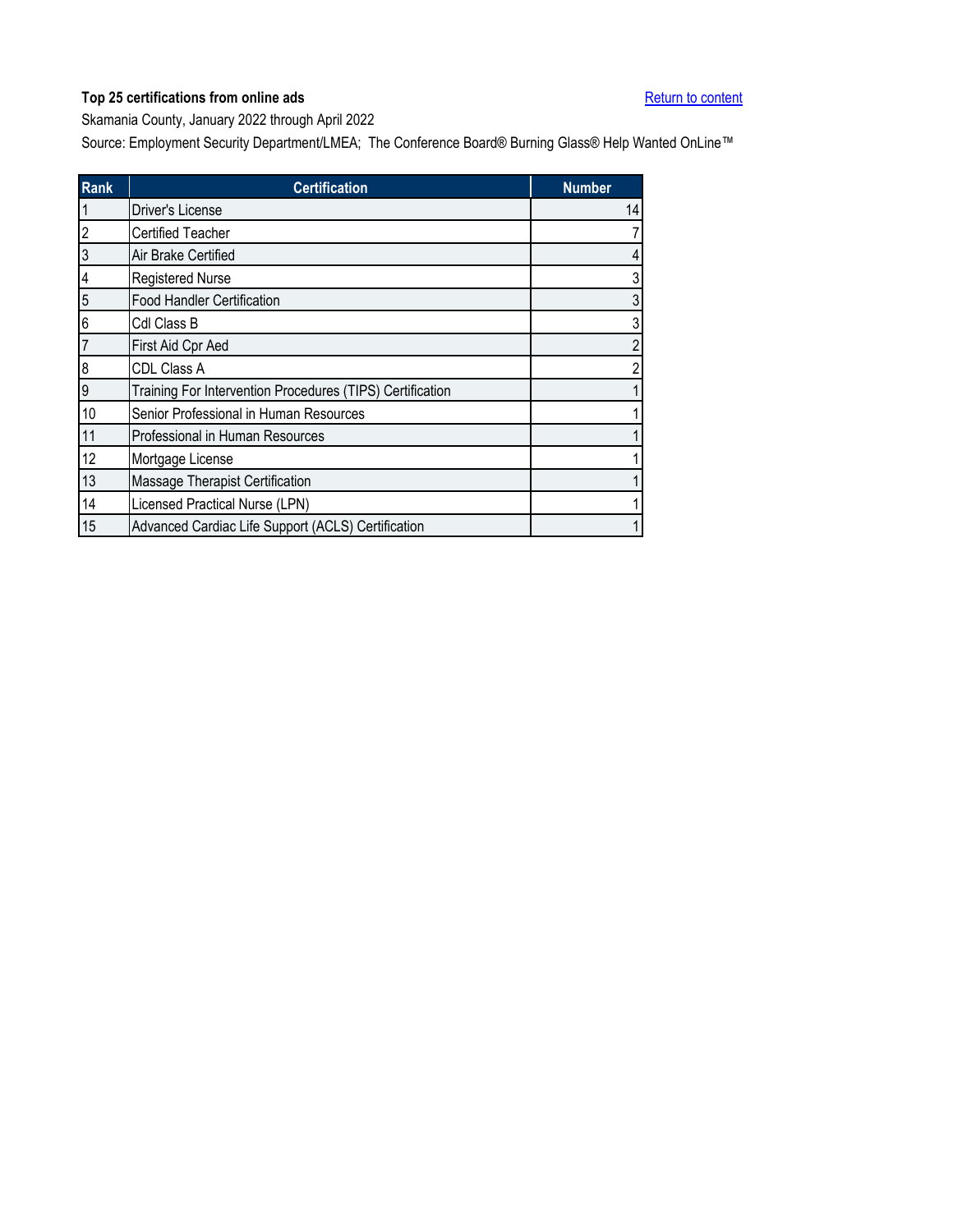**Top 25 certifications from online ads**

Return to content

Skamania County, January 2022 through April 2022

Source: Employment Security Department/LMEA; The Conference Board® Burning Glass® Help Wanted OnLine™

| Rank | Certification | Number |
|---|---|---|
| 1 | Driver's License | 14 |
| 2 | Certified Teacher | 7 |
| 3 | Air Brake Certified | 4 |
| 4 | Registered Nurse | 3 |
| 5 | Food Handler Certification | 3 |
| 6 | Cdl Class B | 3 |
| 7 | First Aid Cpr Aed | 2 |
| 8 | CDL Class A | 2 |
| 9 | Training For Intervention Procedures (TIPS) Certification | 1 |
| 10 | Senior Professional in Human Resources | 1 |
| 11 | Professional in Human Resources | 1 |
| 12 | Mortgage License | 1 |
| 13 | Massage Therapist Certification | 1 |
| 14 | Licensed Practical Nurse (LPN) | 1 |
| 15 | Advanced Cardiac Life Support (ACLS) Certification | 1 |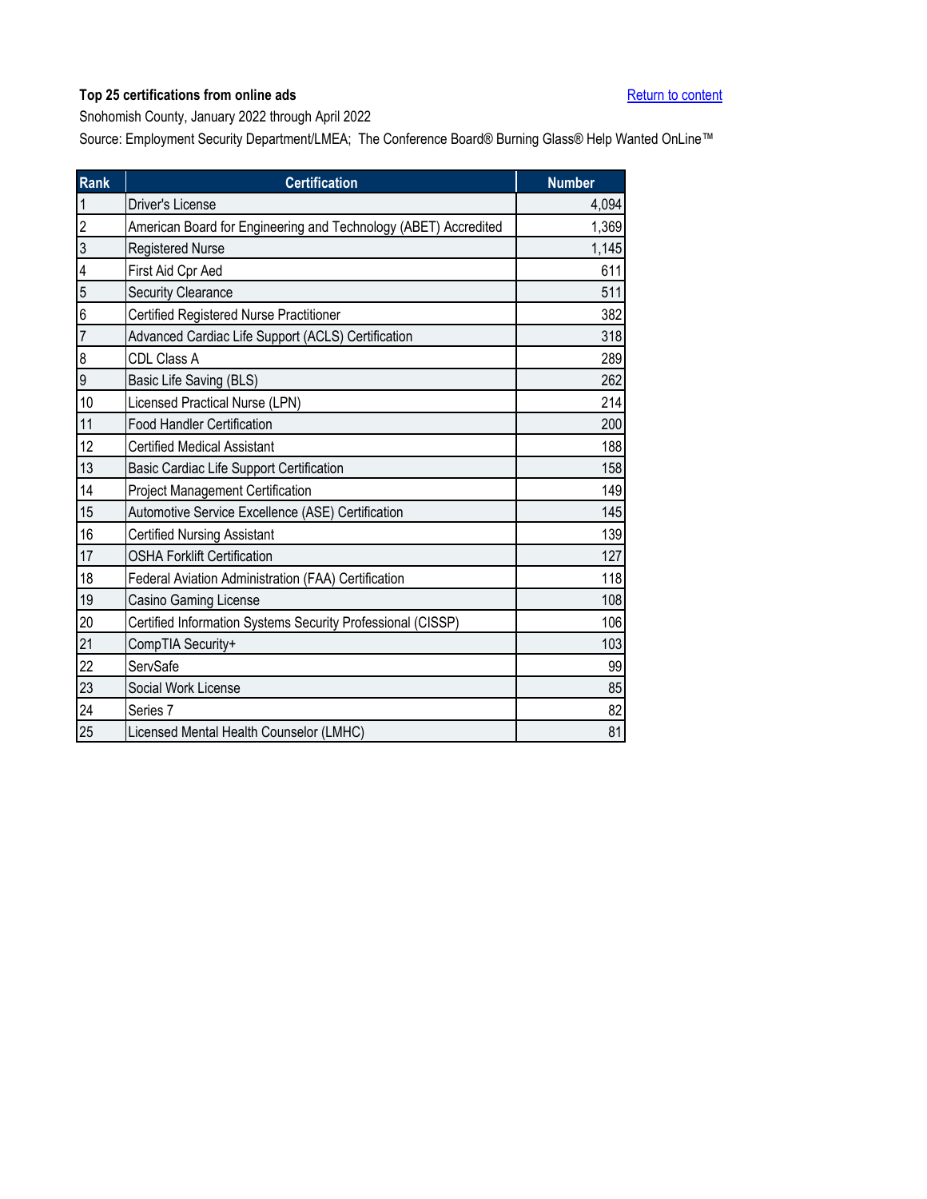**Top 25 certifications from online ads**

Return to content

Snohomish County, January 2022 through April 2022

Source: Employment Security Department/LMEA; The Conference Board® Burning Glass® Help Wanted OnLine™

| Rank | Certification | Number |
|---|---|---|
| 1 | Driver's License | 4,094 |
| 2 | American Board for Engineering and Technology (ABET) Accredited | 1,369 |
| 3 | Registered Nurse | 1,145 |
| 4 | First Aid Cpr Aed | 611 |
| 5 | Security Clearance | 511 |
| 6 | Certified Registered Nurse Practitioner | 382 |
| 7 | Advanced Cardiac Life Support (ACLS) Certification | 318 |
| 8 | CDL Class A | 289 |
| 9 | Basic Life Saving (BLS) | 262 |
| 10 | Licensed Practical Nurse (LPN) | 214 |
| 11 | Food Handler Certification | 200 |
| 12 | Certified Medical Assistant | 188 |
| 13 | Basic Cardiac Life Support Certification | 158 |
| 14 | Project Management Certification | 149 |
| 15 | Automotive Service Excellence (ASE) Certification | 145 |
| 16 | Certified Nursing Assistant | 139 |
| 17 | OSHA Forklift Certification | 127 |
| 18 | Federal Aviation Administration (FAA) Certification | 118 |
| 19 | Casino Gaming License | 108 |
| 20 | Certified Information Systems Security Professional (CISSP) | 106 |
| 21 | CompTIA Security+ | 103 |
| 22 | ServSafe | 99 |
| 23 | Social Work License | 85 |
| 24 | Series 7 | 82 |
| 25 | Licensed Mental Health Counselor (LMHC) | 81 |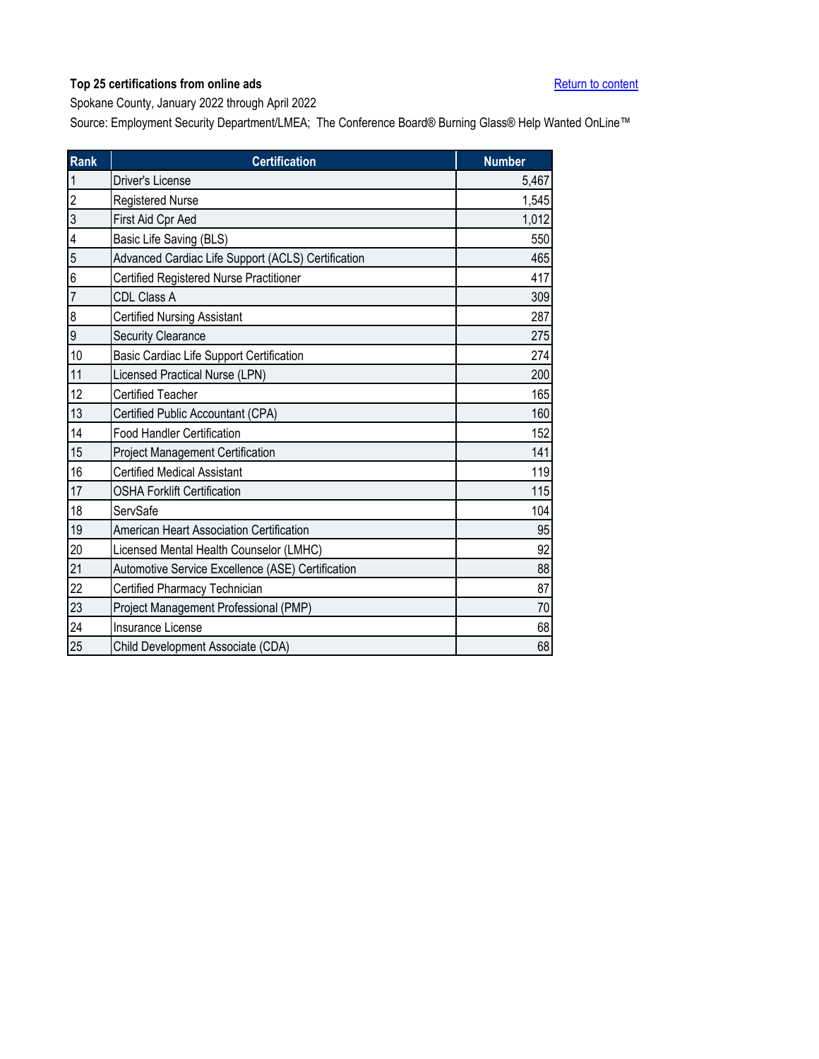**Top 25 certifications from online ads**

Return to content

Spokane County, January 2022 through April 2022

Source: Employment Security Department/LMEA;  The Conference Board® Burning Glass® Help Wanted OnLine™

| Rank | Certification | Number |
|---|---|---|
| 1 | Driver's License | 5,467 |
| 2 | Registered Nurse | 1,545 |
| 3 | First Aid Cpr Aed | 1,012 |
| 4 | Basic Life Saving (BLS) | 550 |
| 5 | Advanced Cardiac Life Support (ACLS) Certification | 465 |
| 6 | Certified Registered Nurse Practitioner | 417 |
| 7 | CDL Class A | 309 |
| 8 | Certified Nursing Assistant | 287 |
| 9 | Security Clearance | 275 |
| 10 | Basic Cardiac Life Support Certification | 274 |
| 11 | Licensed Practical Nurse (LPN) | 200 |
| 12 | Certified Teacher | 165 |
| 13 | Certified Public Accountant (CPA) | 160 |
| 14 | Food Handler Certification | 152 |
| 15 | Project Management Certification | 141 |
| 16 | Certified Medical Assistant | 119 |
| 17 | OSHA Forklift Certification | 115 |
| 18 | ServSafe | 104 |
| 19 | American Heart Association Certification | 95 |
| 20 | Licensed Mental Health Counselor (LMHC) | 92 |
| 21 | Automotive Service Excellence (ASE) Certification | 88 |
| 22 | Certified Pharmacy Technician | 87 |
| 23 | Project Management Professional (PMP) | 70 |
| 24 | Insurance License | 68 |
| 25 | Child Development Associate (CDA) | 68 |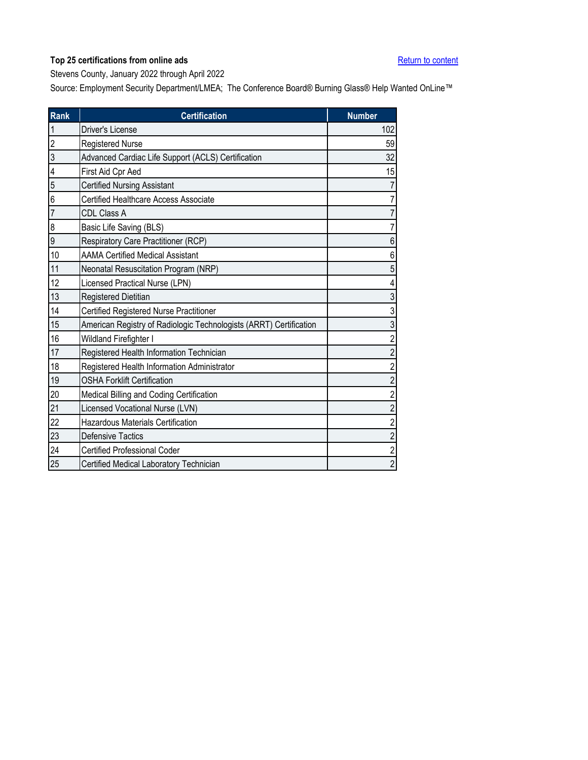**Top 25 certifications from online ads**

Return to content

Stevens County, January 2022 through April 2022

Source: Employment Security Department/LMEA; The Conference Board® Burning Glass® Help Wanted OnLine™

| Rank | Certification | Number |
|---|---|---|
| 1 | Driver's License | 102 |
| 2 | Registered Nurse | 59 |
| 3 | Advanced Cardiac Life Support (ACLS) Certification | 32 |
| 4 | First Aid Cpr Aed | 15 |
| 5 | Certified Nursing Assistant | 7 |
| 6 | Certified Healthcare Access Associate | 7 |
| 7 | CDL Class A | 7 |
| 8 | Basic Life Saving (BLS) | 7 |
| 9 | Respiratory Care Practitioner (RCP) | 6 |
| 10 | AAMA Certified Medical Assistant | 6 |
| 11 | Neonatal Resuscitation Program (NRP) | 5 |
| 12 | Licensed Practical Nurse (LPN) | 4 |
| 13 | Registered Dietitian | 3 |
| 14 | Certified Registered Nurse Practitioner | 3 |
| 15 | American Registry of Radiologic Technologists (ARRT) Certification | 3 |
| 16 | Wildland Firefighter I | 2 |
| 17 | Registered Health Information Technician | 2 |
| 18 | Registered Health Information Administrator | 2 |
| 19 | OSHA Forklift Certification | 2 |
| 20 | Medical Billing and Coding Certification | 2 |
| 21 | Licensed Vocational Nurse (LVN) | 2 |
| 22 | Hazardous Materials Certification | 2 |
| 23 | Defensive Tactics | 2 |
| 24 | Certified Professional Coder | 2 |
| 25 | Certified Medical Laboratory Technician | 2 |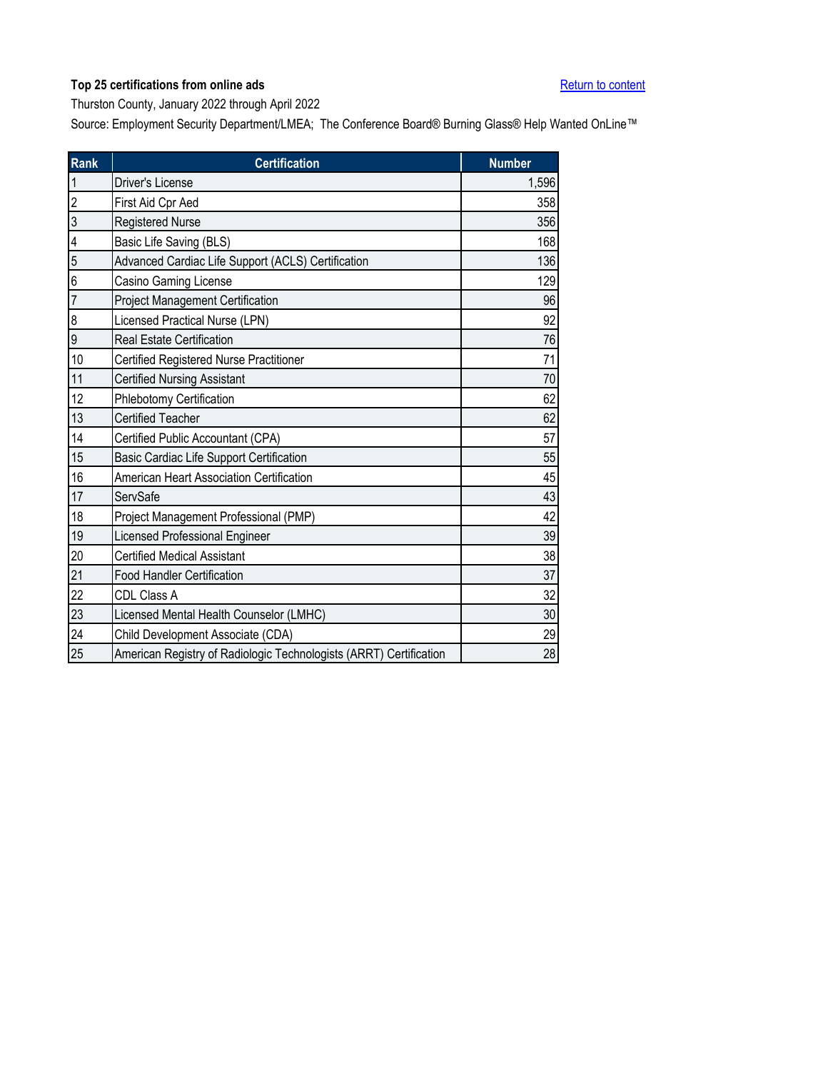**Top 25 certifications from online ads**

[Return to content]

Thurston County, January 2022 through April 2022

Source: Employment Security Department/LMEA; The Conference Board® Burning Glass® Help Wanted OnLine™

| Rank | Certification | Number |
|---|---|---|
| 1 | Driver's License | 1,596 |
| 2 | First Aid Cpr Aed | 358 |
| 3 | Registered Nurse | 356 |
| 4 | Basic Life Saving (BLS) | 168 |
| 5 | Advanced Cardiac Life Support (ACLS) Certification | 136 |
| 6 | Casino Gaming License | 129 |
| 7 | Project Management Certification | 96 |
| 8 | Licensed Practical Nurse (LPN) | 92 |
| 9 | Real Estate Certification | 76 |
| 10 | Certified Registered Nurse Practitioner | 71 |
| 11 | Certified Nursing Assistant | 70 |
| 12 | Phlebotomy Certification | 62 |
| 13 | Certified Teacher | 62 |
| 14 | Certified Public Accountant (CPA) | 57 |
| 15 | Basic Cardiac Life Support Certification | 55 |
| 16 | American Heart Association Certification | 45 |
| 17 | ServSafe | 43 |
| 18 | Project Management Professional (PMP) | 42 |
| 19 | Licensed Professional Engineer | 39 |
| 20 | Certified Medical Assistant | 38 |
| 21 | Food Handler Certification | 37 |
| 22 | CDL Class A | 32 |
| 23 | Licensed Mental Health Counselor (LMHC) | 30 |
| 24 | Child Development Associate (CDA) | 29 |
| 25 | American Registry of Radiologic Technologists (ARRT) Certification | 28 |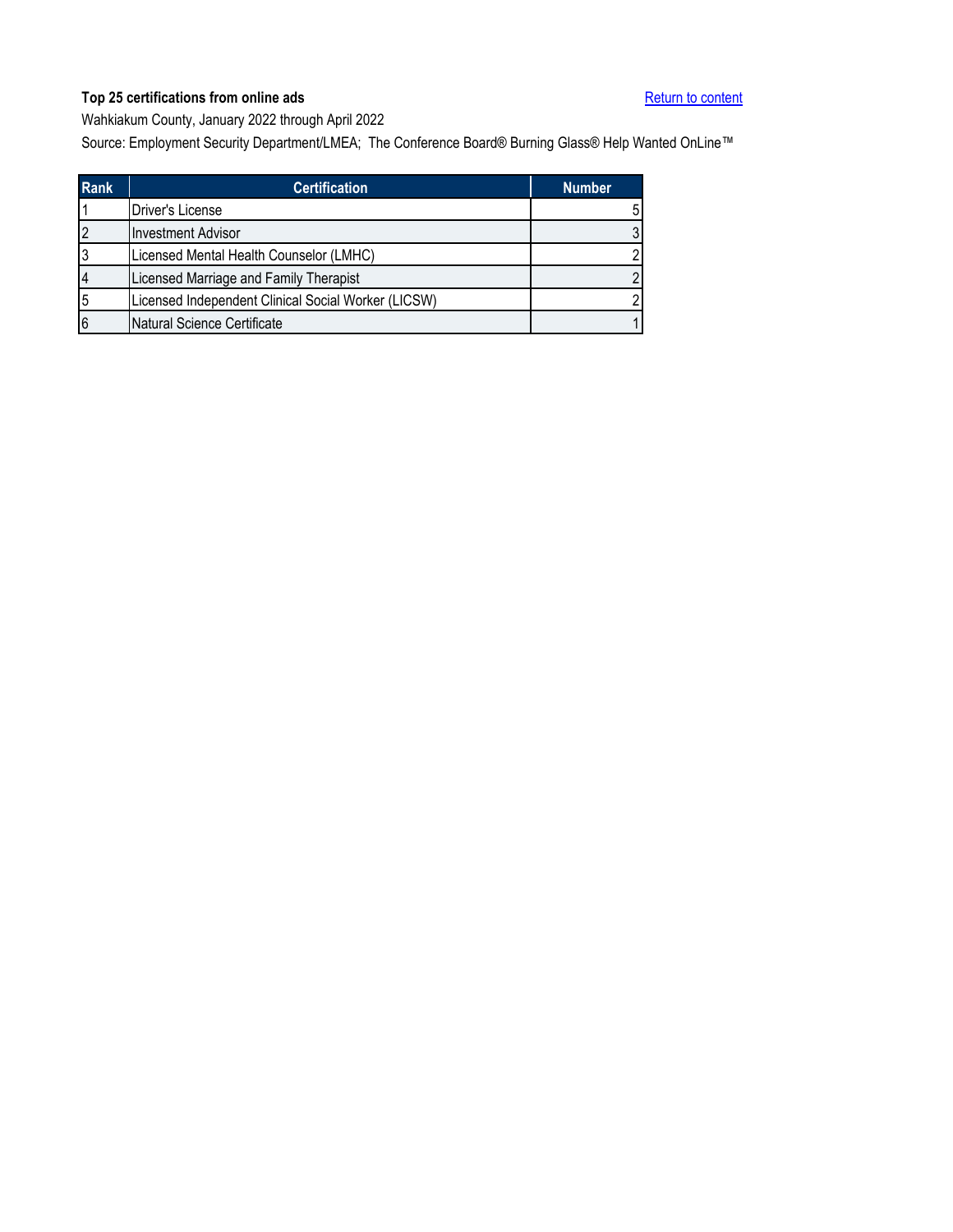**Top 25 certifications from online ads**

Return to content

Wahkiakum County, January 2022 through April 2022

Source: Employment Security Department/LMEA; The Conference Board® Burning Glass® Help Wanted OnLine™

| Rank | Certification | Number |
|---|---|---|
| 1 | Driver's License | 5 |
| 2 | Investment Advisor | 3 |
| 3 | Licensed Mental Health Counselor (LMHC) | 2 |
| 4 | Licensed Marriage and Family Therapist | 2 |
| 5 | Licensed Independent Clinical Social Worker (LICSW) | 2 |
| 6 | Natural Science Certificate | 1 |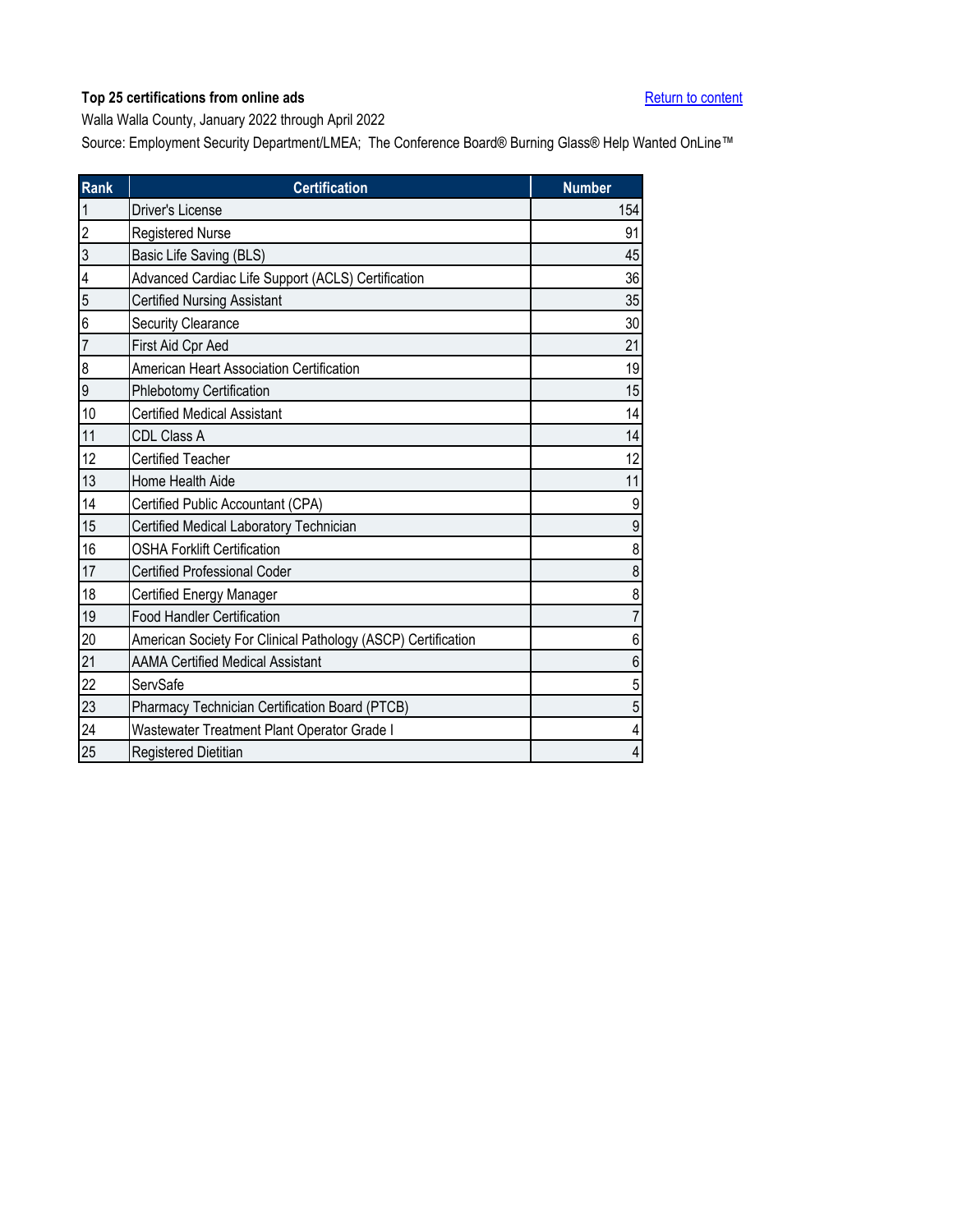**Top 25 certifications from online ads**

Return to content

Walla Walla County, January 2022 through April 2022

Source: Employment Security Department/LMEA; The Conference Board® Burning Glass® Help Wanted OnLine™

| Rank | Certification | Number |
|---|---|---|
| 1 | Driver's License | 154 |
| 2 | Registered Nurse | 91 |
| 3 | Basic Life Saving (BLS) | 45 |
| 4 | Advanced Cardiac Life Support (ACLS) Certification | 36 |
| 5 | Certified Nursing Assistant | 35 |
| 6 | Security Clearance | 30 |
| 7 | First Aid Cpr Aed | 21 |
| 8 | American Heart Association Certification | 19 |
| 9 | Phlebotomy Certification | 15 |
| 10 | Certified Medical Assistant | 14 |
| 11 | CDL Class A | 14 |
| 12 | Certified Teacher | 12 |
| 13 | Home Health Aide | 11 |
| 14 | Certified Public Accountant (CPA) | 9 |
| 15 | Certified Medical Laboratory Technician | 9 |
| 16 | OSHA Forklift Certification | 8 |
| 17 | Certified Professional Coder | 8 |
| 18 | Certified Energy Manager | 8 |
| 19 | Food Handler Certification | 7 |
| 20 | American Society For Clinical Pathology (ASCP) Certification | 6 |
| 21 | AAMA Certified Medical Assistant | 6 |
| 22 | ServSafe | 5 |
| 23 | Pharmacy Technician Certification Board (PTCB) | 5 |
| 24 | Wastewater Treatment Plant Operator Grade I | 4 |
| 25 | Registered Dietitian | 4 |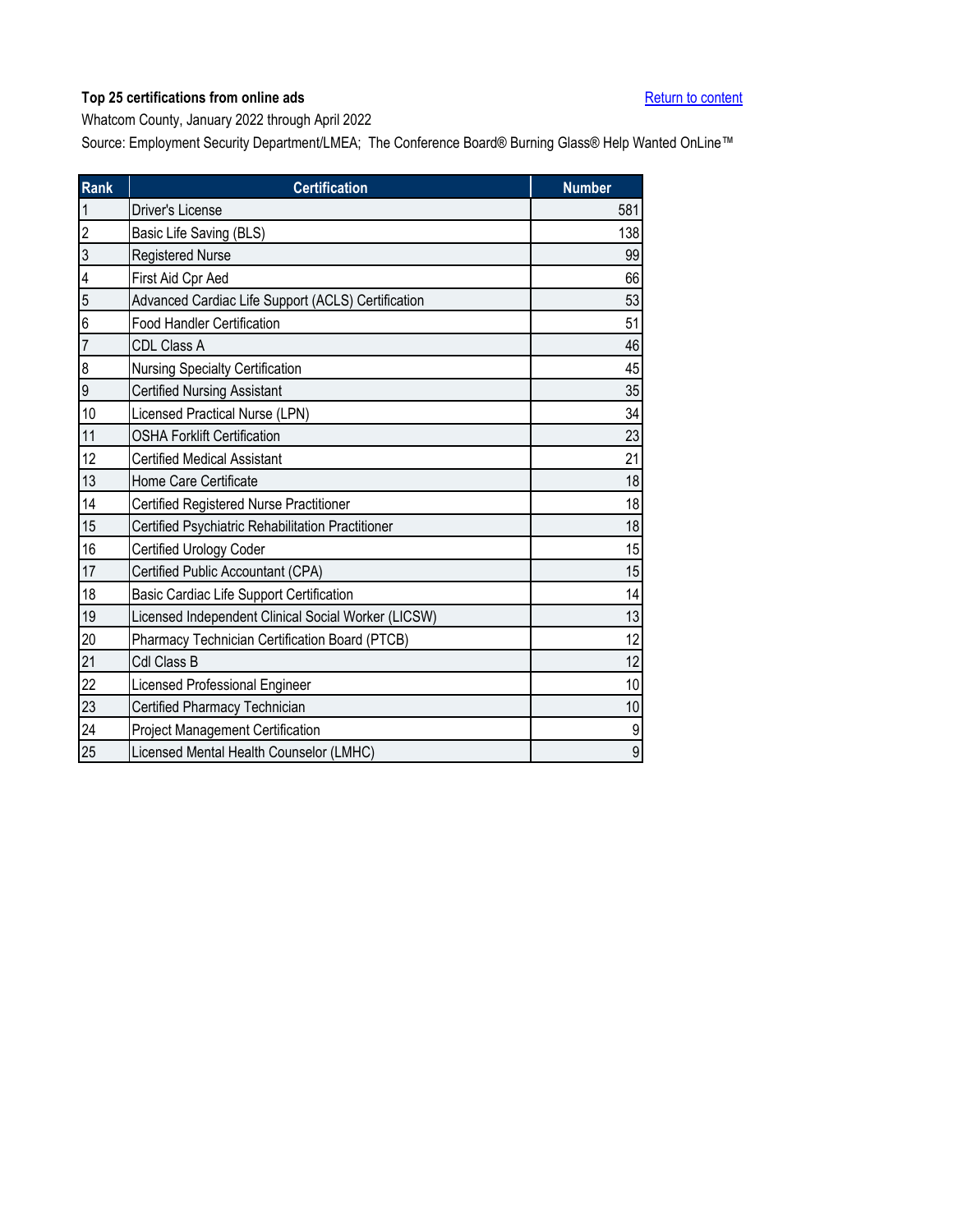**Top 25 certifications from online ads**

[Return to content]

Whatcom County, January 2022 through April 2022

Source: Employment Security Department/LMEA; The Conference Board® Burning Glass® Help Wanted OnLine™

| Rank | Certification | Number |
|---|---|---|
| 1 | Driver's License | 581 |
| 2 | Basic Life Saving (BLS) | 138 |
| 3 | Registered Nurse | 99 |
| 4 | First Aid Cpr Aed | 66 |
| 5 | Advanced Cardiac Life Support (ACLS) Certification | 53 |
| 6 | Food Handler Certification | 51 |
| 7 | CDL Class A | 46 |
| 8 | Nursing Specialty Certification | 45 |
| 9 | Certified Nursing Assistant | 35 |
| 10 | Licensed Practical Nurse (LPN) | 34 |
| 11 | OSHA Forklift Certification | 23 |
| 12 | Certified Medical Assistant | 21 |
| 13 | Home Care Certificate | 18 |
| 14 | Certified Registered Nurse Practitioner | 18 |
| 15 | Certified Psychiatric Rehabilitation Practitioner | 18 |
| 16 | Certified Urology Coder | 15 |
| 17 | Certified Public Accountant (CPA) | 15 |
| 18 | Basic Cardiac Life Support Certification | 14 |
| 19 | Licensed Independent Clinical Social Worker (LICSW) | 13 |
| 20 | Pharmacy Technician Certification Board (PTCB) | 12 |
| 21 | Cdl Class B | 12 |
| 22 | Licensed Professional Engineer | 10 |
| 23 | Certified Pharmacy Technician | 10 |
| 24 | Project Management Certification | 9 |
| 25 | Licensed Mental Health Counselor (LMHC) | 9 |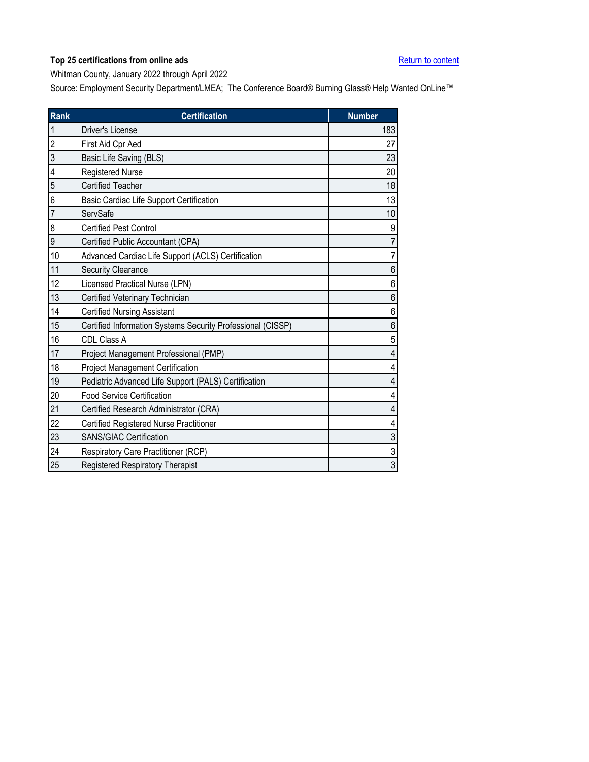**Top 25 certifications from online ads**

Return to content

Whitman County, January 2022 through April 2022

Source: Employment Security Department/LMEA; The Conference Board® Burning Glass® Help Wanted OnLine™

| Rank | Certification | Number |
|---|---|---|
| 1 | Driver's License | 183 |
| 2 | First Aid Cpr Aed | 27 |
| 3 | Basic Life Saving (BLS) | 23 |
| 4 | Registered Nurse | 20 |
| 5 | Certified Teacher | 18 |
| 6 | Basic Cardiac Life Support Certification | 13 |
| 7 | ServSafe | 10 |
| 8 | Certified Pest Control | 9 |
| 9 | Certified Public Accountant (CPA) | 7 |
| 10 | Advanced Cardiac Life Support (ACLS) Certification | 7 |
| 11 | Security Clearance | 6 |
| 12 | Licensed Practical Nurse (LPN) | 6 |
| 13 | Certified Veterinary Technician | 6 |
| 14 | Certified Nursing Assistant | 6 |
| 15 | Certified Information Systems Security Professional (CISSP) | 6 |
| 16 | CDL Class A | 5 |
| 17 | Project Management Professional (PMP) | 4 |
| 18 | Project Management Certification | 4 |
| 19 | Pediatric Advanced Life Support (PALS) Certification | 4 |
| 20 | Food Service Certification | 4 |
| 21 | Certified Research Administrator (CRA) | 4 |
| 22 | Certified Registered Nurse Practitioner | 4 |
| 23 | SANS/GIAC Certification | 3 |
| 24 | Respiratory Care Practitioner (RCP) | 3 |
| 25 | Registered Respiratory Therapist | 3 |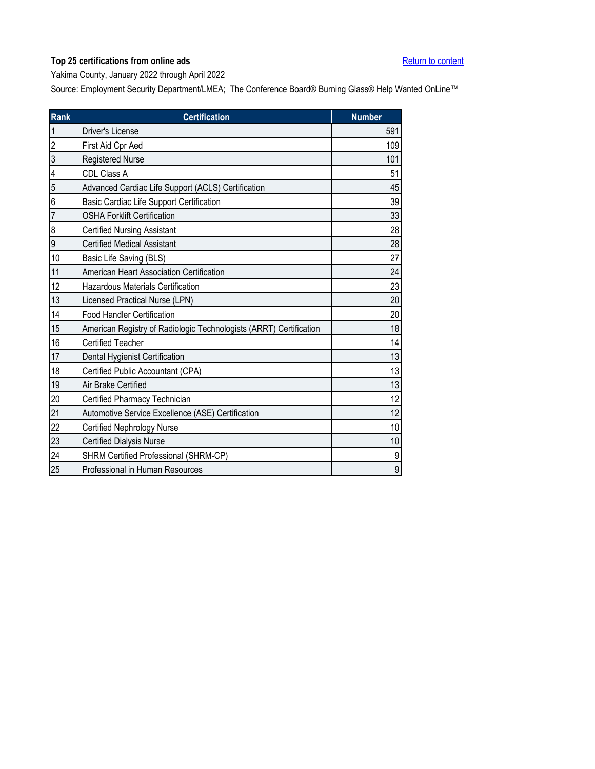**Top 25 certifications from online ads**

Return to content

Yakima County, January 2022 through April 2022

Source: Employment Security Department/LMEA; The Conference Board® Burning Glass® Help Wanted OnLine™

| Rank | Certification | Number |
|---|---|---|
| 1 | Driver's License | 591 |
| 2 | First Aid Cpr Aed | 109 |
| 3 | Registered Nurse | 101 |
| 4 | CDL Class A | 51 |
| 5 | Advanced Cardiac Life Support (ACLS) Certification | 45 |
| 6 | Basic Cardiac Life Support Certification | 39 |
| 7 | OSHA Forklift Certification | 33 |
| 8 | Certified Nursing Assistant | 28 |
| 9 | Certified Medical Assistant | 28 |
| 10 | Basic Life Saving (BLS) | 27 |
| 11 | American Heart Association Certification | 24 |
| 12 | Hazardous Materials Certification | 23 |
| 13 | Licensed Practical Nurse (LPN) | 20 |
| 14 | Food Handler Certification | 20 |
| 15 | American Registry of Radiologic Technologists (ARRT) Certification | 18 |
| 16 | Certified Teacher | 14 |
| 17 | Dental Hygienist Certification | 13 |
| 18 | Certified Public Accountant (CPA) | 13 |
| 19 | Air Brake Certified | 13 |
| 20 | Certified Pharmacy Technician | 12 |
| 21 | Automotive Service Excellence (ASE) Certification | 12 |
| 22 | Certified Nephrology Nurse | 10 |
| 23 | Certified Dialysis Nurse | 10 |
| 24 | SHRM Certified Professional (SHRM-CP) | 9 |
| 25 | Professional in Human Resources | 9 |